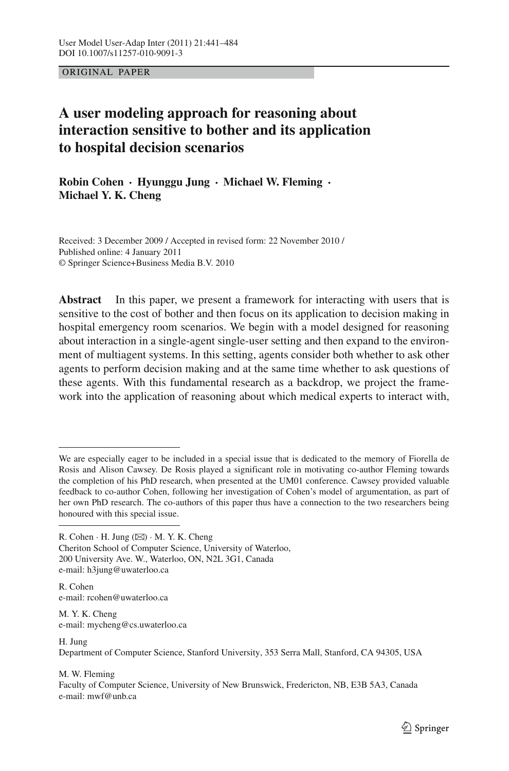ORIGINAL PAPER

# A user modeling approach for reasoning about interaction sensitive to bother and its application to hospital decision scenarios

**Robin Cohen · Hyunggu Jung · Michael W. Fleming · Michael Y. K. Cheng**

Received: 3 December 2009 / Accepted in revised form: 22 November 2010 / Published online: 4 January 2011
© Springer Science+Business Media B.V. 2010

**Abstract** In this paper, we present a framework for interacting with users that is sensitive to the cost of bother and then focus on its application to decision making in hospital emergency room scenarios. We begin with a model designed for reasoning about interaction in a single-agent single-user setting and then expand to the environment of multiagent systems. In this setting, agents consider both whether to ask other agents to perform decision making and at the same time whether to ask questions of these agents. With this fundamental research as a backdrop, we project the framework into the application of reasoning about which medical experts to interact with,

---

We are especially eager to be included in a special issue that is dedicated to the memory of Fiorella de Rosis and Alison Cawsey. De Rosis played a significant role in motivating co-author Fleming towards the completion of his PhD research, when presented at the UM01 conference. Cawsey provided valuable feedback to co-author Cohen, following her investigation of Cohen's model of argumentation, as part of her own PhD research. The co-authors of this paper thus have a connection to the two researchers being honoured with this special issue.

---

R. Cohen · H. Jung (✉) · M. Y. K. Cheng
Cheriton School of Computer Science, University of Waterloo,
200 University Ave. W., Waterloo, ON, N2L 3G1, Canada
e-mail: h3jung@uwaterloo.ca

R. Cohen
e-mail: rcohen@uwaterloo.ca

M. Y. K. Cheng
e-mail: mycheng@cs.uwaterloo.ca

H. Jung
Department of Computer Science, Stanford University, 353 Serra Mall, Stanford, CA 94305, USA

M. W. Fleming
Faculty of Computer Science, University of New Brunswick, Fredericton, NB, E3B 5A3, Canada
e-mail: mwf@unb.ca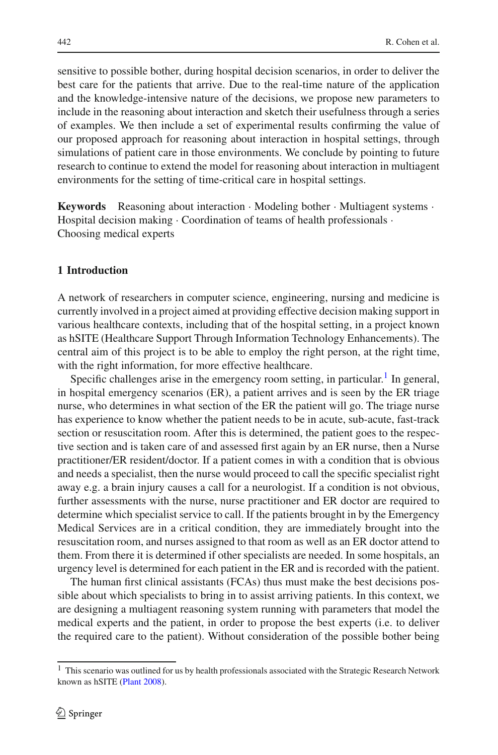sensitive to possible bother, during hospital decision scenarios, in order to deliver the best care for the patients that arrive. Due to the real-time nature of the application and the knowledge-intensive nature of the decisions, we propose new parameters to include in the reasoning about interaction and sketch their usefulness through a series of examples. We then include a set of experimental results confirming the value of our proposed approach for reasoning about interaction in hospital settings, through simulations of patient care in those environments. We conclude by pointing to future research to continue to extend the model for reasoning about interaction in multiagent environments for the setting of time-critical care in hospital settings.

**Keywords** Reasoning about interaction · Modeling bother · Multiagent systems · Hospital decision making · Coordination of teams of health professionals · Choosing medical experts

## 1 Introduction

A network of researchers in computer science, engineering, nursing and medicine is currently involved in a project aimed at providing effective decision making support in various healthcare contexts, including that of the hospital setting, in a project known as hSITE (Healthcare Support Through Information Technology Enhancements). The central aim of this project is to be able to employ the right person, at the right time, with the right information, for more effective healthcare.

Specific challenges arise in the emergency room setting, in particular.[1] In general, in hospital emergency scenarios (ER), a patient arrives and is seen by the ER triage nurse, who determines in what section of the ER the patient will go. The triage nurse has experience to know whether the patient needs to be in acute, sub-acute, fast-track section or resuscitation room. After this is determined, the patient goes to the respective section and is taken care of and assessed first again by an ER nurse, then a Nurse practitioner/ER resident/doctor. If a patient comes in with a condition that is obvious and needs a specialist, then the nurse would proceed to call the specific specialist right away e.g. a brain injury causes a call for a neurologist. If a condition is not obvious, further assessments with the nurse, nurse practitioner and ER doctor are required to determine which specialist service to call. If the patients brought in by the Emergency Medical Services are in a critical condition, they are immediately brought into the resuscitation room, and nurses assigned to that room as well as an ER doctor attend to them. From there it is determined if other specialists are needed. In some hospitals, an urgency level is determined for each patient in the ER and is recorded with the patient.

The human first clinical assistants (FCAs) thus must make the best decisions possible about which specialists to bring in to assist arriving patients. In this context, we are designing a multiagent reasoning system running with parameters that model the medical experts and the patient, in order to propose the best experts (i.e. to deliver the required care to the patient). Without consideration of the possible bother being

[1] This scenario was outlined for us by health professionals associated with the Strategic Research Network known as hSITE (Plant 2008).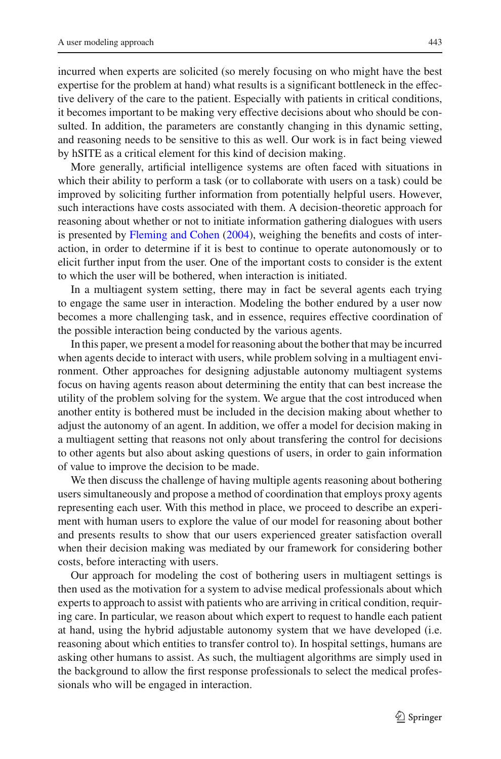incurred when experts are solicited (so merely focusing on who might have the best expertise for the problem at hand) what results is a significant bottleneck in the effective delivery of the care to the patient. Especially with patients in critical conditions, it becomes important to be making very effective decisions about who should be consulted. In addition, the parameters are constantly changing in this dynamic setting, and reasoning needs to be sensitive to this as well. Our work is in fact being viewed by hSITE as a critical element for this kind of decision making.

More generally, artificial intelligence systems are often faced with situations in which their ability to perform a task (or to collaborate with users on a task) could be improved by soliciting further information from potentially helpful users. However, such interactions have costs associated with them. A decision-theoretic approach for reasoning about whether or not to initiate information gathering dialogues with users is presented by Fleming and Cohen (2004), weighing the benefits and costs of interaction, in order to determine if it is best to continue to operate autonomously or to elicit further input from the user. One of the important costs to consider is the extent to which the user will be bothered, when interaction is initiated.

In a multiagent system setting, there may in fact be several agents each trying to engage the same user in interaction. Modeling the bother endured by a user now becomes a more challenging task, and in essence, requires effective coordination of the possible interaction being conducted by the various agents.

In this paper, we present a model for reasoning about the bother that may be incurred when agents decide to interact with users, while problem solving in a multiagent environment. Other approaches for designing adjustable autonomy multiagent systems focus on having agents reason about determining the entity that can best increase the utility of the problem solving for the system. We argue that the cost introduced when another entity is bothered must be included in the decision making about whether to adjust the autonomy of an agent. In addition, we offer a model for decision making in a multiagent setting that reasons not only about transfering the control for decisions to other agents but also about asking questions of users, in order to gain information of value to improve the decision to be made.

We then discuss the challenge of having multiple agents reasoning about bothering users simultaneously and propose a method of coordination that employs proxy agents representing each user. With this method in place, we proceed to describe an experiment with human users to explore the value of our model for reasoning about bother and presents results to show that our users experienced greater satisfaction overall when their decision making was mediated by our framework for considering bother costs, before interacting with users.

Our approach for modeling the cost of bothering users in multiagent settings is then used as the motivation for a system to advise medical professionals about which experts to approach to assist with patients who are arriving in critical condition, requiring care. In particular, we reason about which expert to request to handle each patient at hand, using the hybrid adjustable autonomy system that we have developed (i.e. reasoning about which entities to transfer control to). In hospital settings, humans are asking other humans to assist. As such, the multiagent algorithms are simply used in the background to allow the first response professionals to select the medical professionals who will be engaged in interaction.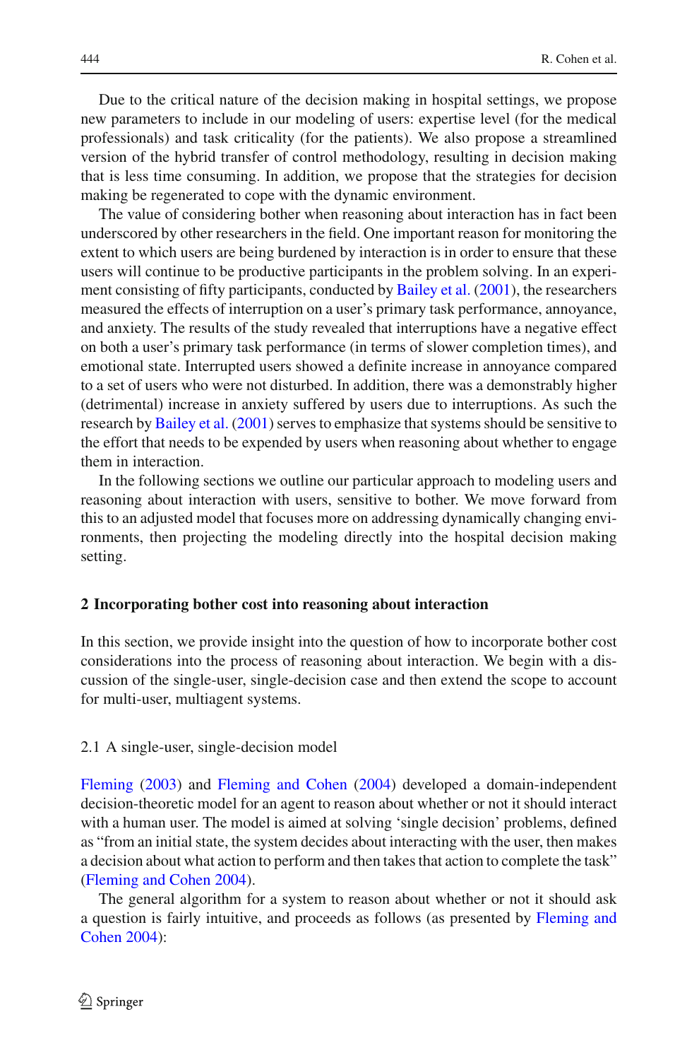Due to the critical nature of the decision making in hospital settings, we propose new parameters to include in our modeling of users: expertise level (for the medical professionals) and task criticality (for the patients). We also propose a streamlined version of the hybrid transfer of control methodology, resulting in decision making that is less time consuming. In addition, we propose that the strategies for decision making be regenerated to cope with the dynamic environment.

The value of considering bother when reasoning about interaction has in fact been underscored by other researchers in the field. One important reason for monitoring the extent to which users are being burdened by interaction is in order to ensure that these users will continue to be productive participants in the problem solving. In an experiment consisting of fifty participants, conducted by Bailey et al. (2001), the researchers measured the effects of interruption on a user's primary task performance, annoyance, and anxiety. The results of the study revealed that interruptions have a negative effect on both a user's primary task performance (in terms of slower completion times), and emotional state. Interrupted users showed a definite increase in annoyance compared to a set of users who were not disturbed. In addition, there was a demonstrably higher (detrimental) increase in anxiety suffered by users due to interruptions. As such the research by Bailey et al. (2001) serves to emphasize that systems should be sensitive to the effort that needs to be expended by users when reasoning about whether to engage them in interaction.

In the following sections we outline our particular approach to modeling users and reasoning about interaction with users, sensitive to bother. We move forward from this to an adjusted model that focuses more on addressing dynamically changing environments, then projecting the modeling directly into the hospital decision making setting.

## 2 Incorporating bother cost into reasoning about interaction

In this section, we provide insight into the question of how to incorporate bother cost considerations into the process of reasoning about interaction. We begin with a discussion of the single-user, single-decision case and then extend the scope to account for multi-user, multiagent systems.

### 2.1 A single-user, single-decision model

Fleming (2003) and Fleming and Cohen (2004) developed a domain-independent decision-theoretic model for an agent to reason about whether or not it should interact with a human user. The model is aimed at solving 'single decision' problems, defined as "from an initial state, the system decides about interacting with the user, then makes a decision about what action to perform and then takes that action to complete the task" (Fleming and Cohen 2004).

The general algorithm for a system to reason about whether or not it should ask a question is fairly intuitive, and proceeds as follows (as presented by Fleming and Cohen 2004):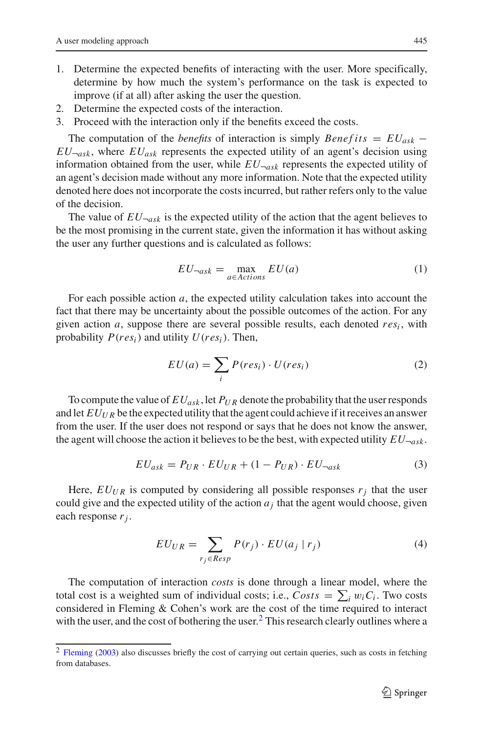1. Determine the expected benefits of interacting with the user. More specifically, determine by how much the system's performance on the task is expected to improve (if at all) after asking the user the question.
2. Determine the expected costs of the interaction.
3. Proceed with the interaction only if the benefits exceed the costs.

The computation of the *benefits* of interaction is simply $Benefits = EU_{ask} - EU_{\neg ask}$, where $EU_{ask}$ represents the expected utility of an agent's decision using information obtained from the user, while $EU_{\neg ask}$ represents the expected utility of an agent's decision made without any more information. Note that the expected utility denoted here does not incorporate the costs incurred, but rather refers only to the value of the decision.

The value of $EU_{\neg ask}$ is the expected utility of the action that the agent believes to be the most promising in the current state, given the information it has without asking the user any further questions and is calculated as follows:

$$EU_{\neg ask} = \max_{a \in Actions} EU(a) \tag{1}$$

For each possible action $a$, the expected utility calculation takes into account the fact that there may be uncertainty about the possible outcomes of the action. For any given action $a$, suppose there are several possible results, each denoted $res_i$, with probability $P(res_i)$ and utility $U(res_i)$. Then,

$$EU(a) = \sum_i P(res_i) \cdot U(res_i) \tag{2}$$

To compute the value of $EU_{ask}$, let $P_{UR}$ denote the probability that the user responds and let $EU_{UR}$ be the expected utility that the agent could achieve if it receives an answer from the user. If the user does not respond or says that he does not know the answer, the agent will choose the action it believes to be the best, with expected utility $EU_{\neg ask}$.

$$EU_{ask} = P_{UR} \cdot EU_{UR} + (1 - P_{UR}) \cdot EU_{\neg ask} \tag{3}$$

Here, $EU_{UR}$ is computed by considering all possible responses $r_j$ that the user could give and the expected utility of the action $a_j$ that the agent would choose, given each response $r_j$.

$$EU_{UR} = \sum_{r_j \in Resp} P(r_j) \cdot EU(a_j \mid r_j) \tag{4}$$

The computation of interaction *costs* is done through a linear model, where the total cost is a weighted sum of individual costs; i.e., $Costs = \sum_i w_i C_i$. Two costs considered in Fleming & Cohen's work are the cost of the time required to interact with the user, and the cost of bothering the user.[2] This research clearly outlines where a

[2] Fleming (2003) also discusses briefly the cost of carrying out certain queries, such as costs in fetching from databases.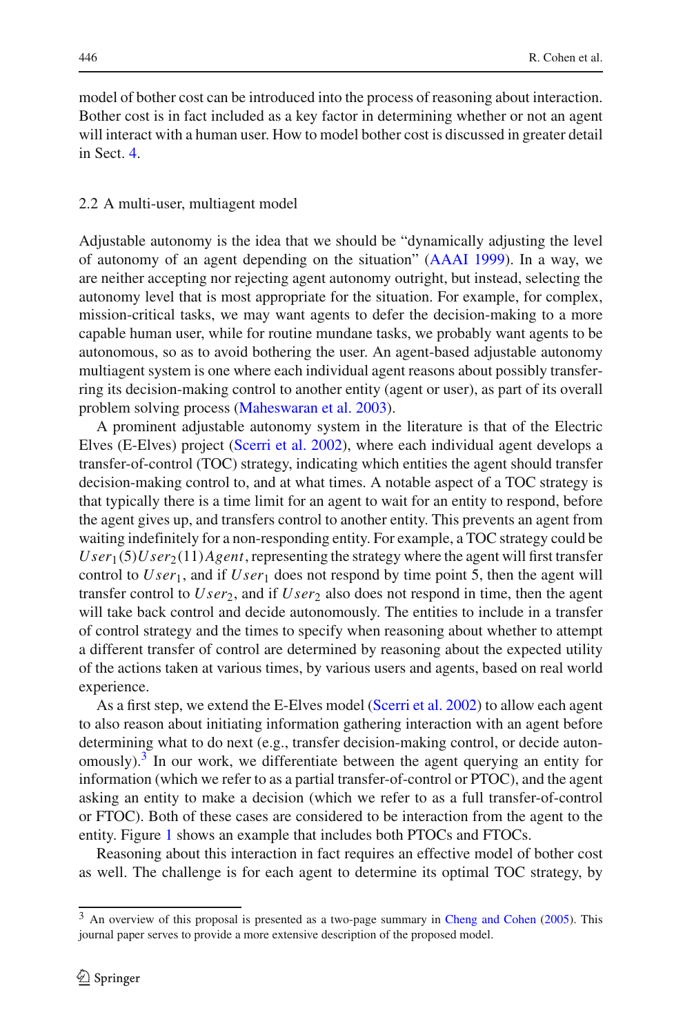model of bother cost can be introduced into the process of reasoning about interaction. Bother cost is in fact included as a key factor in determining whether or not an agent will interact with a human user. How to model bother cost is discussed in greater detail in Sect. 4.

### 2.2 A multi-user, multiagent model

Adjustable autonomy is the idea that we should be "dynamically adjusting the level of autonomy of an agent depending on the situation" (AAAI 1999). In a way, we are neither accepting nor rejecting agent autonomy outright, but instead, selecting the autonomy level that is most appropriate for the situation. For example, for complex, mission-critical tasks, we may want agents to defer the decision-making to a more capable human user, while for routine mundane tasks, we probably want agents to be autonomous, so as to avoid bothering the user. An agent-based adjustable autonomy multiagent system is one where each individual agent reasons about possibly transferring its decision-making control to another entity (agent or user), as part of its overall problem solving process (Maheswaran et al. 2003).

A prominent adjustable autonomy system in the literature is that of the Electric Elves (E-Elves) project (Scerri et al. 2002), where each individual agent develops a transfer-of-control (TOC) strategy, indicating which entities the agent should transfer decision-making control to, and at what times. A notable aspect of a TOC strategy is that typically there is a time limit for an agent to wait for an entity to respond, before the agent gives up, and transfers control to another entity. This prevents an agent from waiting indefinitely for a non-responding entity. For example, a TOC strategy could be $User_1(5)User_2(11)Agent$, representing the strategy where the agent will first transfer control to $User_1$, and if $User_1$ does not respond by time point 5, then the agent will transfer control to $User_2$, and if $User_2$ also does not respond in time, then the agent will take back control and decide autonomously. The entities to include in a transfer of control strategy and the times to specify when reasoning about whether to attempt a different transfer of control are determined by reasoning about the expected utility of the actions taken at various times, by various users and agents, based on real world experience.

As a first step, we extend the E-Elves model (Scerri et al. 2002) to allow each agent to also reason about initiating information gathering interaction with an agent before determining what to do next (e.g., transfer decision-making control, or decide autonomously).[3] In our work, we differentiate between the agent querying an entity for information (which we refer to as a partial transfer-of-control or PTOC), and the agent asking an entity to make a decision (which we refer to as a full transfer-of-control or FTOC). Both of these cases are considered to be interaction from the agent to the entity. Figure 1 shows an example that includes both PTOCs and FTOCs.

Reasoning about this interaction in fact requires an effective model of bother cost as well. The challenge is for each agent to determine its optimal TOC strategy, by

[3] An overview of this proposal is presented as a two-page summary in Cheng and Cohen (2005). This journal paper serves to provide a more extensive description of the proposed model.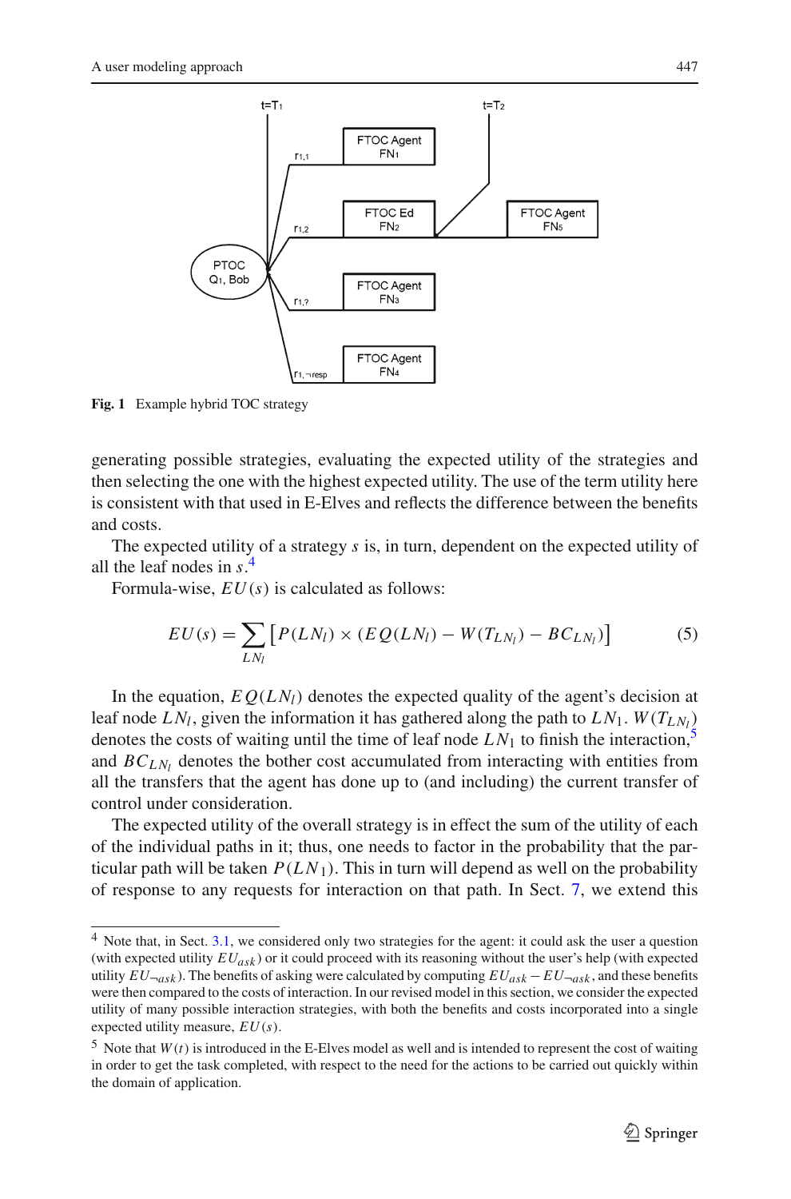Fig. 1 Example hybrid TOC strategy

generating possible strategies, evaluating the expected utility of the strategies and then selecting the one with the highest expected utility. The use of the term utility here is consistent with that used in E-Elves and reflects the difference between the benefits and costs.

The expected utility of a strategy $s$ is, in turn, dependent on the expected utility of all the leaf nodes in $s$.[4]

Formula-wise, $EU(s)$ is calculated as follows:

$$EU(s) = \sum_{LN_l} \left[ P(LN_l) \times (EQ(LN_l) - W(T_{LN_l}) - BC_{LN_l}) \right] \tag{5}$$

In the equation, $EQ(LN_l)$ denotes the expected quality of the agent's decision at leaf node $LN_l$, given the information it has gathered along the path to $LN_1$. $W(T_{LN_l})$ denotes the costs of waiting until the time of leaf node $LN_1$ to finish the interaction,[5] and $BC_{LN_l}$ denotes the bother cost accumulated from interacting with entities from all the transfers that the agent has done up to (and including) the current transfer of control under consideration.

The expected utility of the overall strategy is in effect the sum of the utility of each of the individual paths in it; thus, one needs to factor in the probability that the particular path will be taken $P(LN_1)$. This in turn will depend as well on the probability of response to any requests for interaction on that path. In Sect. 7, we extend this

[4] Note that, in Sect. 3.1, we considered only two strategies for the agent: it could ask the user a question (with expected utility $EU_{ask}$) or it could proceed with its reasoning without the user's help (with expected utility $EU_{\neg ask}$). The benefits of asking were calculated by computing $EU_{ask} - EU_{\neg ask}$, and these benefits were then compared to the costs of interaction. In our revised model in this section, we consider the expected utility of many possible interaction strategies, with both the benefits and costs incorporated into a single expected utility measure, $EU(s)$.

[5] Note that $W(t)$ is introduced in the E-Elves model as well and is intended to represent the cost of waiting in order to get the task completed, with respect to the need for the actions to be carried out quickly within the domain of application.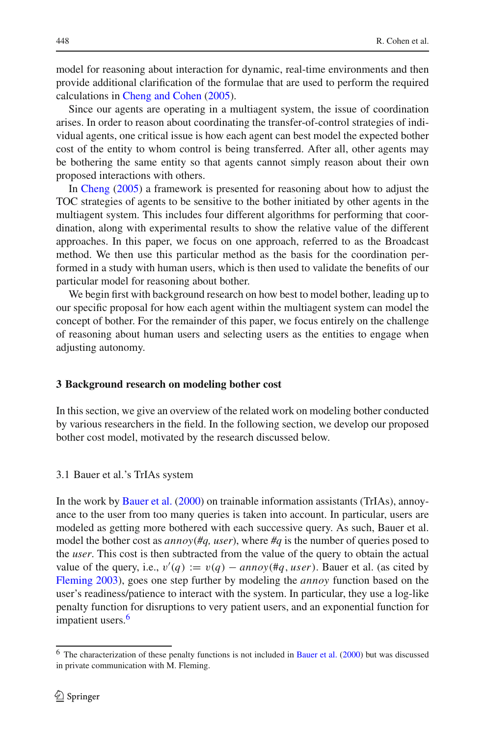model for reasoning about interaction for dynamic, real-time environments and then provide additional clarification of the formulae that are used to perform the required calculations in Cheng and Cohen (2005).

Since our agents are operating in a multiagent system, the issue of coordination arises. In order to reason about coordinating the transfer-of-control strategies of individual agents, one critical issue is how each agent can best model the expected bother cost of the entity to whom control is being transferred. After all, other agents may be bothering the same entity so that agents cannot simply reason about their own proposed interactions with others.

In Cheng (2005) a framework is presented for reasoning about how to adjust the TOC strategies of agents to be sensitive to the bother initiated by other agents in the multiagent system. This includes four different algorithms for performing that coordination, along with experimental results to show the relative value of the different approaches. In this paper, we focus on one approach, referred to as the Broadcast method. We then use this particular method as the basis for the coordination performed in a study with human users, which is then used to validate the benefits of our particular model for reasoning about bother.

We begin first with background research on how best to model bother, leading up to our specific proposal for how each agent within the multiagent system can model the concept of bother. For the remainder of this paper, we focus entirely on the challenge of reasoning about human users and selecting users as the entities to engage when adjusting autonomy.

## 3 Background research on modeling bother cost

In this section, we give an overview of the related work on modeling bother conducted by various researchers in the field. In the following section, we develop our proposed bother cost model, motivated by the research discussed below.

### 3.1 Bauer et al.'s TrIAs system

In the work by Bauer et al. (2000) on trainable information assistants (TrIAs), annoyance to the user from too many queries is taken into account. In particular, users are modeled as getting more bothered with each successive query. As such, Bauer et al. model the bother cost as *annoy*(*#q, user*), where *#q* is the number of queries posed to the *user*. This cost is then subtracted from the value of the query to obtain the actual value of the query, i.e., $v'(q) := v(q) - annoy(\#q, user)$. Bauer et al. (as cited by Fleming 2003), goes one step further by modeling the *annoy* function based on the user's readiness/patience to interact with the system. In particular, they use a log-like penalty function for disruptions to very patient users, and an exponential function for impatient users.[6]

[6] The characterization of these penalty functions is not included in Bauer et al. (2000) but was discussed in private communication with M. Fleming.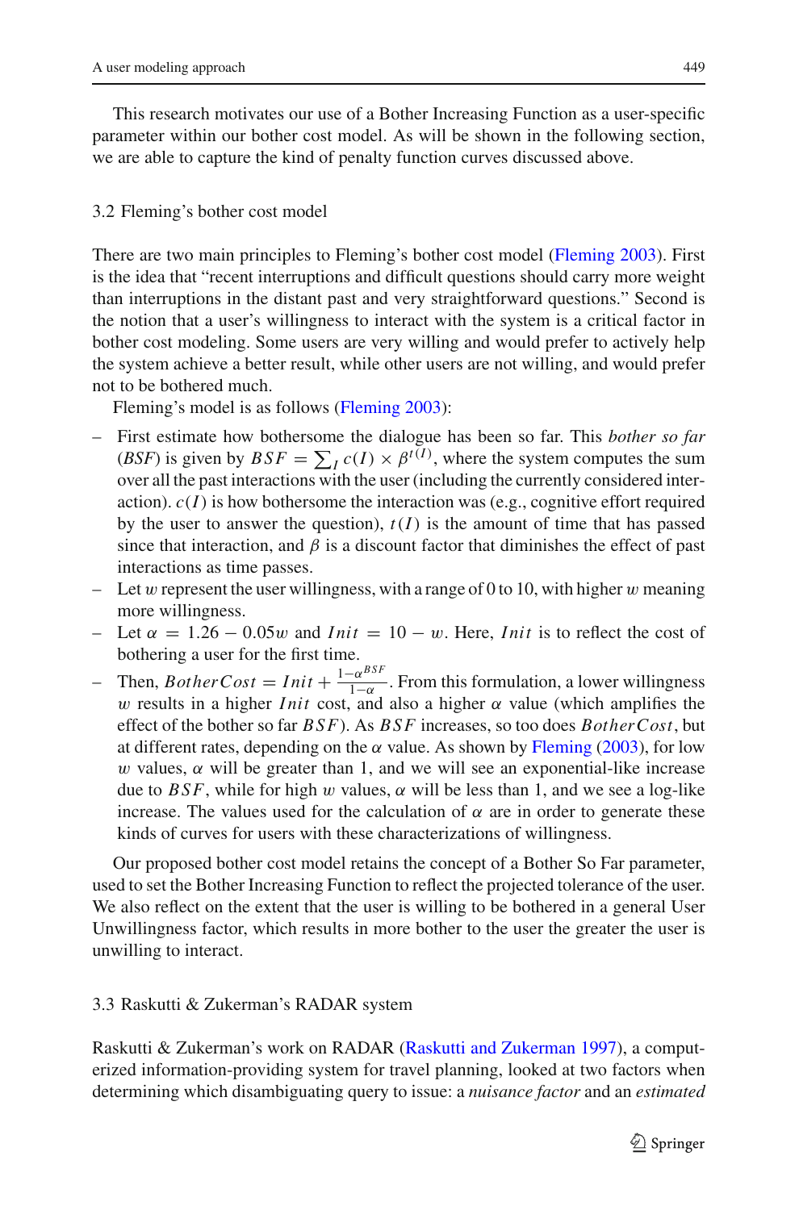This research motivates our use of a Bother Increasing Function as a user-specific parameter within our bother cost model. As will be shown in the following section, we are able to capture the kind of penalty function curves discussed above.

### 3.2 Fleming's bother cost model

There are two main principles to Fleming's bother cost model (Fleming 2003). First is the idea that "recent interruptions and difficult questions should carry more weight than interruptions in the distant past and very straightforward questions." Second is the notion that a user's willingness to interact with the system is a critical factor in bother cost modeling. Some users are very willing and would prefer to actively help the system achieve a better result, while other users are not willing, and would prefer not to be bothered much.

Fleming's model is as follows (Fleming 2003):

- First estimate how bothersome the dialogue has been so far. This *bother so far* (*BSF*) is given by $BSF = \sum_I c(I) \times \beta^{t(I)}$, where the system computes the sum over all the past interactions with the user (including the currently considered interaction). $c(I)$ is how bothersome the interaction was (e.g., cognitive effort required by the user to answer the question), $t(I)$ is the amount of time that has passed since that interaction, and $\beta$ is a discount factor that diminishes the effect of past interactions as time passes.
- Let $w$ represent the user willingness, with a range of 0 to 10, with higher $w$ meaning more willingness.
- Let $\alpha = 1.26 - 0.05w$ and $Init = 10 - w$. Here, $Init$ is to reflect the cost of bothering a user for the first time.
- Then, $BotherCost = Init + \frac{1-\alpha^{BSF}}{1-\alpha}$. From this formulation, a lower willingness $w$ results in a higher $Init$ cost, and also a higher $\alpha$ value (which amplifies the effect of the bother so far $BSF$). As $BSF$ increases, so too does $BotherCost$, but at different rates, depending on the $\alpha$ value. As shown by Fleming (2003), for low $w$ values, $\alpha$ will be greater than 1, and we will see an exponential-like increase due to $BSF$, while for high $w$ values, $\alpha$ will be less than 1, and we see a log-like increase. The values used for the calculation of $\alpha$ are in order to generate these kinds of curves for users with these characterizations of willingness.

Our proposed bother cost model retains the concept of a Bother So Far parameter, used to set the Bother Increasing Function to reflect the projected tolerance of the user. We also reflect on the extent that the user is willing to be bothered in a general User Unwillingness factor, which results in more bother to the user the greater the user is unwilling to interact.

### 3.3 Raskutti & Zukerman's RADAR system

Raskutti & Zukerman's work on RADAR (Raskutti and Zukerman 1997), a computerized information-providing system for travel planning, looked at two factors when determining which disambiguating query to issue: a *nuisance factor* and an *estimated*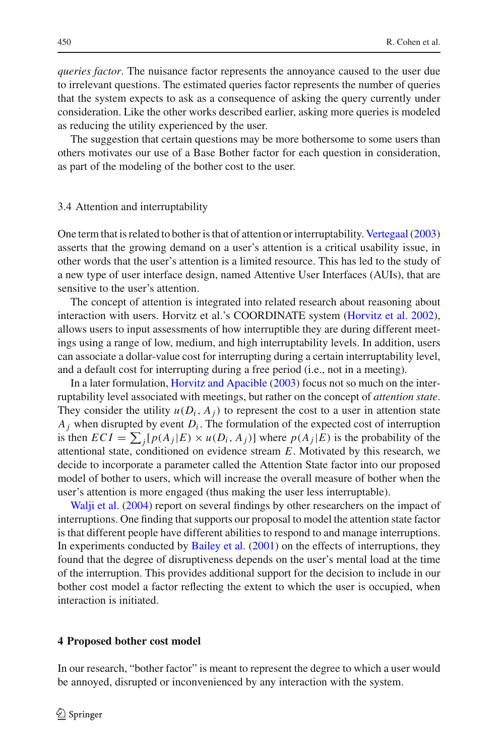*queries factor*. The nuisance factor represents the annoyance caused to the user due to irrelevant questions. The estimated queries factor represents the number of queries that the system expects to ask as a consequence of asking the query currently under consideration. Like the other works described earlier, asking more queries is modeled as reducing the utility experienced by the user.

The suggestion that certain questions may be more bothersome to some users than others motivates our use of a Base Bother factor for each question in consideration, as part of the modeling of the bother cost to the user.

### 3.4 Attention and interruptability

One term that is related to bother is that of attention or interruptability. Vertegaal (2003) asserts that the growing demand on a user's attention is a critical usability issue, in other words that the user's attention is a limited resource. This has led to the study of a new type of user interface design, named Attentive User Interfaces (AUIs), that are sensitive to the user's attention.

The concept of attention is integrated into related research about reasoning about interaction with users. Horvitz et al.'s COORDINATE system (Horvitz et al. 2002), allows users to input assessments of how interruptible they are during different meetings using a range of low, medium, and high interruptability levels. In addition, users can associate a dollar-value cost for interrupting during a certain interruptability level, and a default cost for interrupting during a free period (i.e., not in a meeting).

In a later formulation, Horvitz and Apacible (2003) focus not so much on the interruptability level associated with meetings, but rather on the concept of *attention state*. They consider the utility $u(D_i, A_j)$ to represent the cost to a user in attention state $A_j$ when disrupted by event $D_i$. The formulation of the expected cost of interruption is then $ECI = \sum_j [p(A_j|E) \times u(D_i, A_j)]$ where $p(A_j|E)$ is the probability of the attentional state, conditioned on evidence stream $E$. Motivated by this research, we decide to incorporate a parameter called the Attention State factor into our proposed model of bother to users, which will increase the overall measure of bother when the user's attention is more engaged (thus making the user less interruptable).

Walji et al. (2004) report on several findings by other researchers on the impact of interruptions. One finding that supports our proposal to model the attention state factor is that different people have different abilities to respond to and manage interruptions. In experiments conducted by Bailey et al. (2001) on the effects of interruptions, they found that the degree of disruptiveness depends on the user's mental load at the time of the interruption. This provides additional support for the decision to include in our bother cost model a factor reflecting the extent to which the user is occupied, when interaction is initiated.

## 4 Proposed bother cost model

In our research, "bother factor" is meant to represent the degree to which a user would be annoyed, disrupted or inconvenienced by any interaction with the system.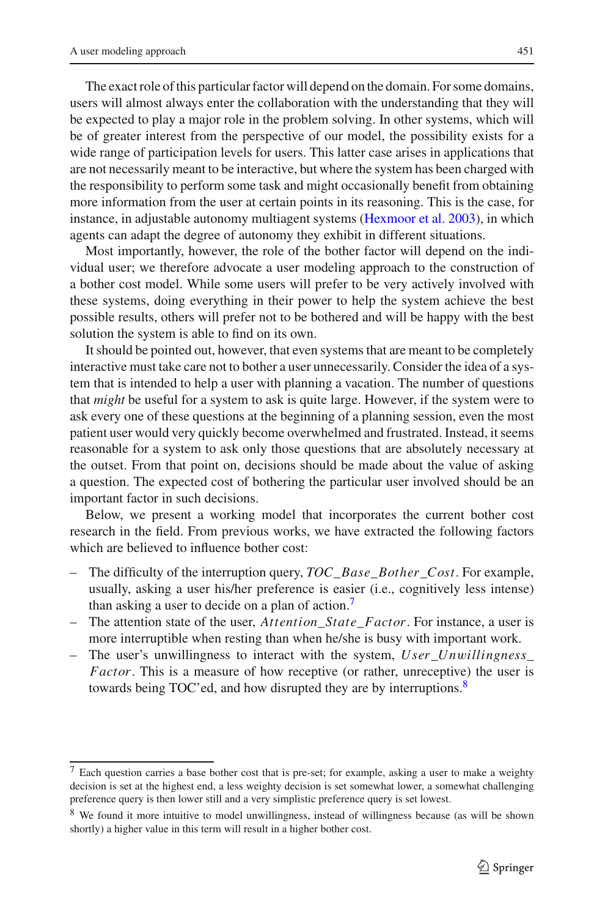The exact role of this particular factor will depend on the domain. For some domains, users will almost always enter the collaboration with the understanding that they will be expected to play a major role in the problem solving. In other systems, which will be of greater interest from the perspective of our model, the possibility exists for a wide range of participation levels for users. This latter case arises in applications that are not necessarily meant to be interactive, but where the system has been charged with the responsibility to perform some task and might occasionally benefit from obtaining more information from the user at certain points in its reasoning. This is the case, for instance, in adjustable autonomy multiagent systems (Hexmoor et al. 2003), in which agents can adapt the degree of autonomy they exhibit in different situations.

Most importantly, however, the role of the bother factor will depend on the individual user; we therefore advocate a user modeling approach to the construction of a bother cost model. While some users will prefer to be very actively involved with these systems, doing everything in their power to help the system achieve the best possible results, others will prefer not to be bothered and will be happy with the best solution the system is able to find on its own.

It should be pointed out, however, that even systems that are meant to be completely interactive must take care not to bother a user unnecessarily. Consider the idea of a system that is intended to help a user with planning a vacation. The number of questions that *might* be useful for a system to ask is quite large. However, if the system were to ask every one of these questions at the beginning of a planning session, even the most patient user would very quickly become overwhelmed and frustrated. Instead, it seems reasonable for a system to ask only those questions that are absolutely necessary at the outset. From that point on, decisions should be made about the value of asking a question. The expected cost of bothering the particular user involved should be an important factor in such decisions.

Below, we present a working model that incorporates the current bother cost research in the field. From previous works, we have extracted the following factors which are believed to influence bother cost:

- The difficulty of the interruption query, *TOC_Base_Bother_Cost*. For example, usually, asking a user his/her preference is easier (i.e., cognitively less intense) than asking a user to decide on a plan of action.[7]
- The attention state of the user, *Attention_State_Factor*. For instance, a user is more interruptible when resting than when he/she is busy with important work.
- The user's unwillingness to interact with the system, *User_Unwillingness_Factor*. This is a measure of how receptive (or rather, unreceptive) the user is towards being TOC'ed, and how disrupted they are by interruptions.[8]

---

[7] Each question carries a base bother cost that is pre-set; for example, asking a user to make a weighty decision is set at the highest end, a less weighty decision is set somewhat lower, a somewhat challenging preference query is then lower still and a very simplistic preference query is set lowest.

[8] We found it more intuitive to model unwillingness, instead of willingness because (as will be shown shortly) a higher value in this term will result in a higher bother cost.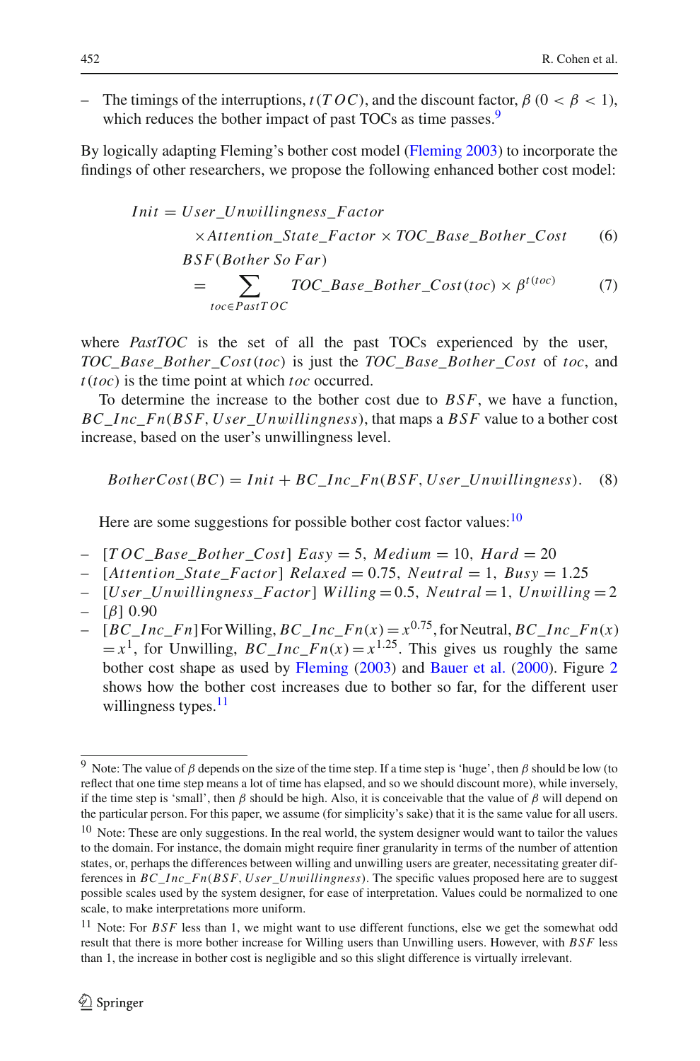– The timings of the interruptions, $t(TOC)$, and the discount factor, $\beta$ ($0 < \beta < 1$), which reduces the bother impact of past TOCs as time passes.[9]

By logically adapting Fleming's bother cost model (Fleming 2003) to incorporate the findings of other researchers, we propose the following enhanced bother cost model:

$$Init = User\_Unwillingness\_Factor \times Attention\_State\_Factor \times TOC\_Base\_Bother\_Cost \quad (6)$$

$$BSF(Bother\ So\ Far) = \sum_{toc \in PastTOC} TOC\_Base\_Bother\_Cost(toc) \times \beta^{t(toc)} \quad (7)$$

where *PastTOC* is the set of all the past TOCs experienced by the user, $TOC\_Base\_Bother\_Cost(toc)$ is just the $TOC\_Base\_Bother\_Cost$ of $toc$, and $t(toc)$ is the time point at which $toc$ occurred.

To determine the increase to the bother cost due to $BSF$, we have a function, $BC\_Inc\_Fn(BSF, User\_Unwillingness)$, that maps a $BSF$ value to a bother cost increase, based on the user's unwillingness level.

$$BotherCost(BC) = Init + BC\_Inc\_Fn(BSF, User\_Unwillingness). \quad (8)$$

Here are some suggestions for possible bother cost factor values:[10]

– $[TOC\_Base\_Bother\_Cost]$ $Easy = 5$, $Medium = 10$, $Hard = 20$
– $[Attention\_State\_Factor]$ $Relaxed = 0.75$, $Neutral = 1$, $Busy = 1.25$
– $[User\_Unwillingness\_Factor]$ $Willing = 0.5$, $Neutral = 1$, $Unwilling = 2$
– $[\beta]$ 0.90
– $[BC\_Inc\_Fn]$ For Willing, $BC\_Inc\_Fn(x) = x^{0.75}$, for Neutral, $BC\_Inc\_Fn(x) = x^1$, for Unwilling, $BC\_Inc\_Fn(x) = x^{1.25}$. This gives us roughly the same bother cost shape as used by Fleming (2003) and Bauer et al. (2000). Figure 2 shows how the bother cost increases due to bother so far, for the different user willingness types.[11]

---

[9] Note: The value of $\beta$ depends on the size of the time step. If a time step is 'huge', then $\beta$ should be low (to reflect that one time step means a lot of time has elapsed, and so we should discount more), while inversely, if the time step is 'small', then $\beta$ should be high. Also, it is conceivable that the value of $\beta$ will depend on the particular person. For this paper, we assume (for simplicity's sake) that it is the same value for all users.

[10] Note: These are only suggestions. In the real world, the system designer would want to tailor the values to the domain. For instance, the domain might require finer granularity in terms of the number of attention states, or, perhaps the differences between willing and unwilling users are greater, necessitating greater differences in $BC\_Inc\_Fn(BSF, User\_Unwillingness)$. The specific values proposed here are to suggest possible scales used by the system designer, for ease of interpretation. Values could be normalized to one scale, to make interpretations more uniform.

[11] Note: For $BSF$ less than 1, we might want to use different functions, else we get the somewhat odd result that there is more bother increase for Willing users than Unwilling users. However, with $BSF$ less than 1, the increase in bother cost is negligible and so this slight difference is virtually irrelevant.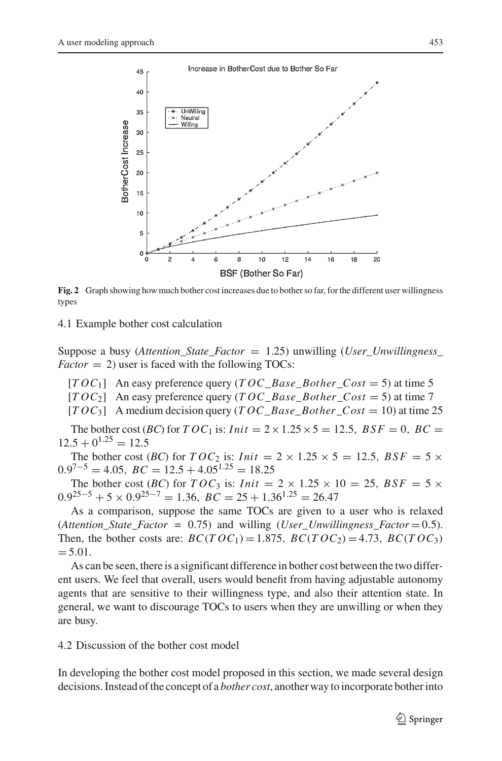**Fig. 2** Graph showing how much bother cost increases due to bother so far, for the different user willingness types

### 4.1 Example bother cost calculation

Suppose a busy (*Attention_State_Factor* = 1.25) unwilling (*User_Unwillingness_Factor* = 2) user is faced with the following TOCs:

[$TOC_1$] An easy preference query ($TOC\_Base\_Bother\_Cost = 5$) at time 5
[$TOC_2$] An easy preference query ($TOC\_Base\_Bother\_Cost = 5$) at time 7
[$TOC_3$] A medium decision query ($TOC\_Base\_Bother\_Cost = 10$) at time 25

The bother cost (*BC*) for $TOC_1$ is: $Init = 2 \times 1.25 \times 5 = 12.5$, $BSF = 0$, $BC = 12.5 + 0^{1.25} = 12.5$

The bother cost (*BC*) for $TOC_2$ is: $Init = 2 \times 1.25 \times 5 = 12.5$, $BSF = 5 \times 0.9^{7-5} = 4.05$, $BC = 12.5 + 4.05^{1.25} = 18.25$

The bother cost (*BC*) for $TOC_3$ is: $Init = 2 \times 1.25 \times 10 = 25$, $BSF = 5 \times 0.9^{25-5} + 5 \times 0.9^{25-7} = 1.36$, $BC = 25 + 1.36^{1.25} = 26.47$

As a comparison, suppose the same TOCs are given to a user who is relaxed (*Attention_State_Factor* = 0.75) and willing (*User_Unwillingness_Factor* = 0.5). Then, the bother costs are: $BC(TOC_1) = 1.875$, $BC(TOC_2) = 4.73$, $BC(TOC_3) = 5.01$.

As can be seen, there is a significant difference in bother cost between the two different users. We feel that overall, users would benefit from having adjustable autonomy agents that are sensitive to their willingness type, and also their attention state. In general, we want to discourage TOCs to users when they are unwilling or when they are busy.

### 4.2 Discussion of the bother cost model

In developing the bother cost model proposed in this section, we made several design decisions. Instead of the concept of a *bother cost*, another way to incorporate bother into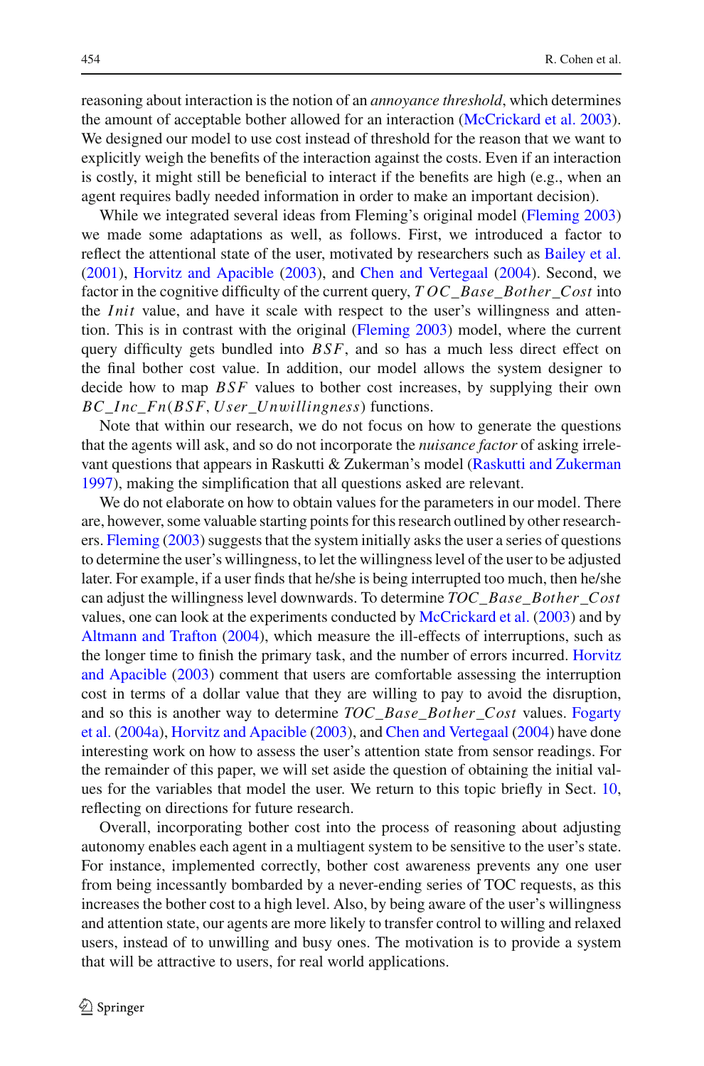reasoning about interaction is the notion of an *annoyance threshold*, which determines the amount of acceptable bother allowed for an interaction (McCrickard et al. 2003). We designed our model to use cost instead of threshold for the reason that we want to explicitly weigh the benefits of the interaction against the costs. Even if an interaction is costly, it might still be beneficial to interact if the benefits are high (e.g., when an agent requires badly needed information in order to make an important decision).

While we integrated several ideas from Fleming's original model (Fleming 2003) we made some adaptations as well, as follows. First, we introduced a factor to reflect the attentional state of the user, motivated by researchers such as Bailey et al. (2001), Horvitz and Apacible (2003), and Chen and Vertegaal (2004). Second, we factor in the cognitive difficulty of the current query, $TOC\_Base\_Bother\_Cost$ into the $Init$ value, and have it scale with respect to the user's willingness and attention. This is in contrast with the original (Fleming 2003) model, where the current query difficulty gets bundled into $BSF$, and so has a much less direct effect on the final bother cost value. In addition, our model allows the system designer to decide how to map $BSF$ values to bother cost increases, by supplying their own $BC\_Inc\_Fn(BSF, User\_Unwillingness)$ functions.

Note that within our research, we do not focus on how to generate the questions that the agents will ask, and so do not incorporate the *nuisance factor* of asking irrelevant questions that appears in Raskutti & Zukerman's model (Raskutti and Zukerman 1997), making the simplification that all questions asked are relevant.

We do not elaborate on how to obtain values for the parameters in our model. There are, however, some valuable starting points for this research outlined by other researchers. Fleming (2003) suggests that the system initially asks the user a series of questions to determine the user's willingness, to let the willingness level of the user to be adjusted later. For example, if a user finds that he/she is being interrupted too much, then he/she can adjust the willingness level downwards. To determine $TOC\_Base\_Bother\_Cost$ values, one can look at the experiments conducted by McCrickard et al. (2003) and by Altmann and Trafton (2004), which measure the ill-effects of interruptions, such as the longer time to finish the primary task, and the number of errors incurred. Horvitz and Apacible (2003) comment that users are comfortable assessing the interruption cost in terms of a dollar value that they are willing to pay to avoid the disruption, and so this is another way to determine $TOC\_Base\_Bother\_Cost$ values. Fogarty et al. (2004a), Horvitz and Apacible (2003), and Chen and Vertegaal (2004) have done interesting work on how to assess the user's attention state from sensor readings. For the remainder of this paper, we will set aside the question of obtaining the initial values for the variables that model the user. We return to this topic briefly in Sect. 10, reflecting on directions for future research.

Overall, incorporating bother cost into the process of reasoning about adjusting autonomy enables each agent in a multiagent system to be sensitive to the user's state. For instance, implemented correctly, bother cost awareness prevents any one user from being incessantly bombarded by a never-ending series of TOC requests, as this increases the bother cost to a high level. Also, by being aware of the user's willingness and attention state, our agents are more likely to transfer control to willing and relaxed users, instead of to unwilling and busy ones. The motivation is to provide a system that will be attractive to users, for real world applications.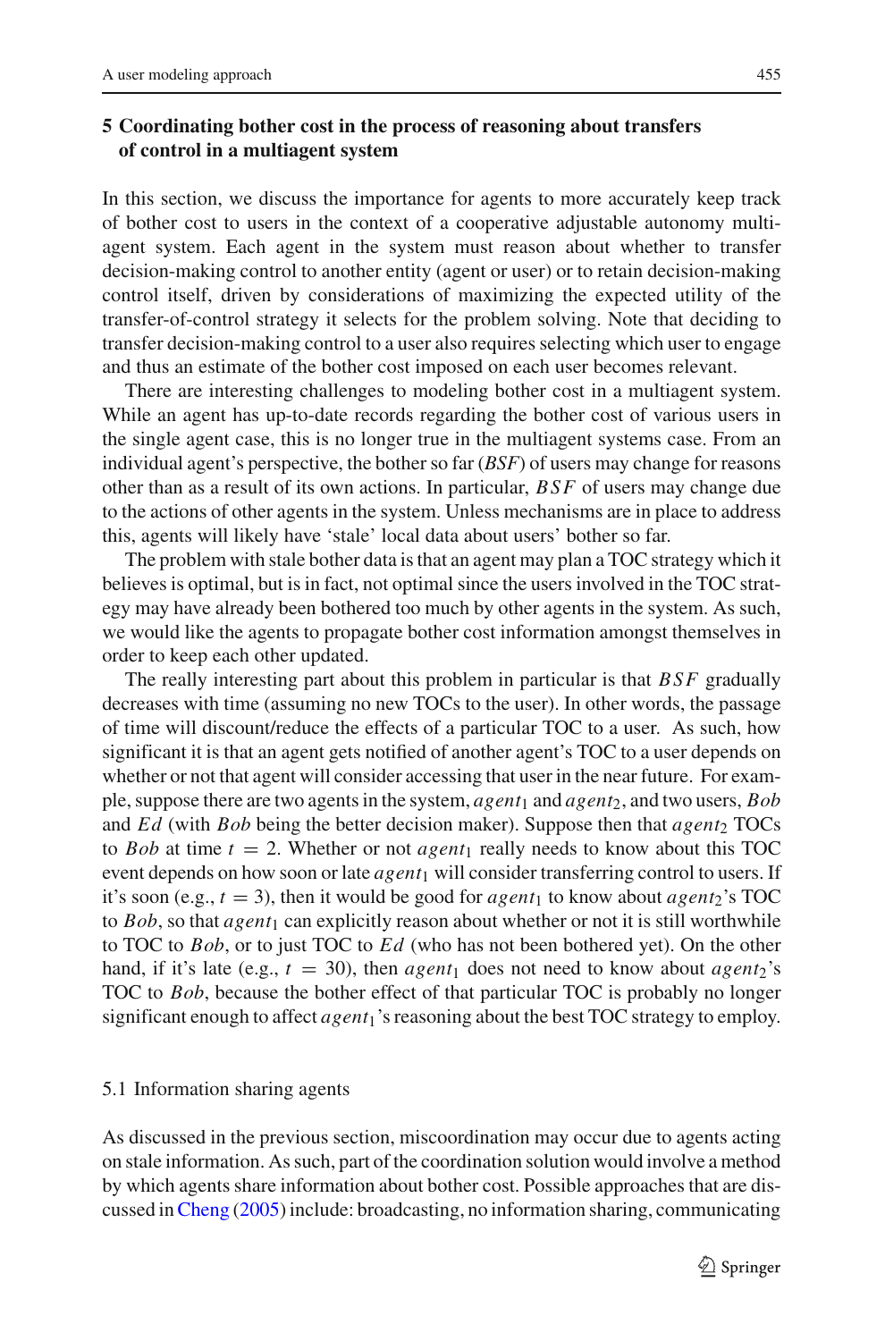## 5 Coordinating bother cost in the process of reasoning about transfers of control in a multiagent system

In this section, we discuss the importance for agents to more accurately keep track of bother cost to users in the context of a cooperative adjustable autonomy multiagent system. Each agent in the system must reason about whether to transfer decision-making control to another entity (agent or user) or to retain decision-making control itself, driven by considerations of maximizing the expected utility of the transfer-of-control strategy it selects for the problem solving. Note that deciding to transfer decision-making control to a user also requires selecting which user to engage and thus an estimate of the bother cost imposed on each user becomes relevant.

There are interesting challenges to modeling bother cost in a multiagent system. While an agent has up-to-date records regarding the bother cost of various users in the single agent case, this is no longer true in the multiagent systems case. From an individual agent's perspective, the bother so far (*BSF*) of users may change for reasons other than as a result of its own actions. In particular, $BSF$ of users may change due to the actions of other agents in the system. Unless mechanisms are in place to address this, agents will likely have 'stale' local data about users' bother so far.

The problem with stale bother data is that an agent may plan a TOC strategy which it believes is optimal, but is in fact, not optimal since the users involved in the TOC strategy may have already been bothered too much by other agents in the system. As such, we would like the agents to propagate bother cost information amongst themselves in order to keep each other updated.

The really interesting part about this problem in particular is that $BSF$ gradually decreases with time (assuming no new TOCs to the user). In other words, the passage of time will discount/reduce the effects of a particular TOC to a user. As such, how significant it is that an agent gets notified of another agent's TOC to a user depends on whether or not that agent will consider accessing that user in the near future. For example, suppose there are two agents in the system, $agent_1$ and $agent_2$, and two users, $Bob$ and $Ed$ (with $Bob$ being the better decision maker). Suppose then that $agent_2$ TOCs to $Bob$ at time $t = 2$. Whether or not $agent_1$ really needs to know about this TOC event depends on how soon or late $agent_1$ will consider transferring control to users. If it's soon (e.g., $t = 3$), then it would be good for $agent_1$ to know about $agent_2$'s TOC to $Bob$, so that $agent_1$ can explicitly reason about whether or not it is still worthwhile to TOC to $Bob$, or to just TOC to $Ed$ (who has not been bothered yet). On the other hand, if it's late (e.g., $t = 30$), then $agent_1$ does not need to know about $agent_2$'s TOC to $Bob$, because the bother effect of that particular TOC is probably no longer significant enough to affect $agent_1$'s reasoning about the best TOC strategy to employ.

### 5.1 Information sharing agents

As discussed in the previous section, miscoordination may occur due to agents acting on stale information. As such, part of the coordination solution would involve a method by which agents share information about bother cost. Possible approaches that are discussed in Cheng (2005) include: broadcasting, no information sharing, communicating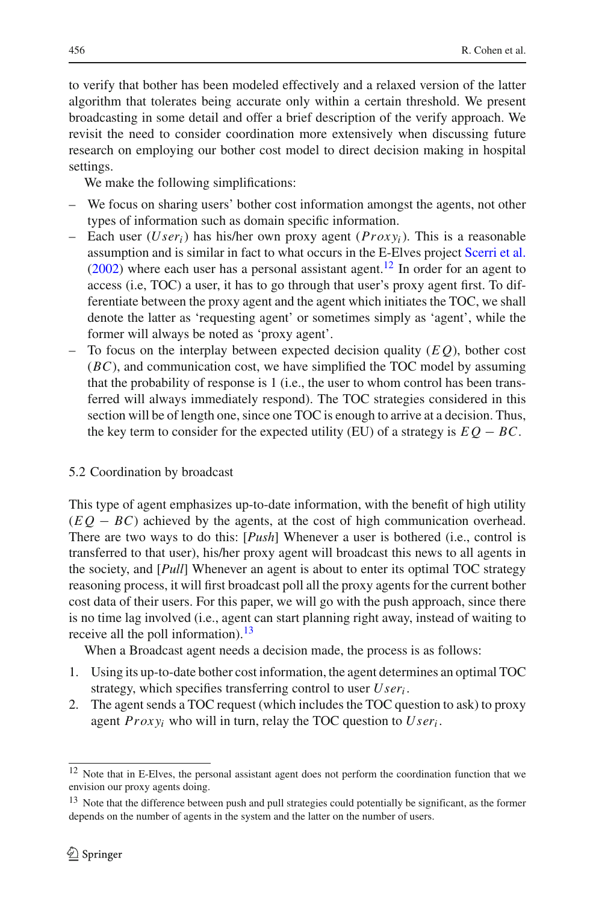to verify that bother has been modeled effectively and a relaxed version of the latter algorithm that tolerates being accurate only within a certain threshold. We present broadcasting in some detail and offer a brief description of the verify approach. We revisit the need to consider coordination more extensively when discussing future research on employing our bother cost model to direct decision making in hospital settings.

We make the following simplifications:

– We focus on sharing users' bother cost information amongst the agents, not other types of information such as domain specific information.
– Each user ($User_i$) has his/her own proxy agent ($Proxy_i$). This is a reasonable assumption and is similar in fact to what occurs in the E-Elves project Scerri et al. (2002) where each user has a personal assistant agent.[12] In order for an agent to access (i.e, TOC) a user, it has to go through that user's proxy agent first. To differentiate between the proxy agent and the agent which initiates the TOC, we shall denote the latter as 'requesting agent' or sometimes simply as 'agent', while the former will always be noted as 'proxy agent'.
– To focus on the interplay between expected decision quality ($EQ$), bother cost ($BC$), and communication cost, we have simplified the TOC model by assuming that the probability of response is 1 (i.e., the user to whom control has been transferred will always immediately respond). The TOC strategies considered in this section will be of length one, since one TOC is enough to arrive at a decision. Thus, the key term to consider for the expected utility (EU) of a strategy is $EQ - BC$.

## 5.2 Coordination by broadcast

This type of agent emphasizes up-to-date information, with the benefit of high utility ($EQ - BC$) achieved by the agents, at the cost of high communication overhead. There are two ways to do this: [*Push*] Whenever a user is bothered (i.e., control is transferred to that user), his/her proxy agent will broadcast this news to all agents in the society, and [*Pull*] Whenever an agent is about to enter its optimal TOC strategy reasoning process, it will first broadcast poll all the proxy agents for the current bother cost data of their users. For this paper, we will go with the push approach, since there is no time lag involved (i.e., agent can start planning right away, instead of waiting to receive all the poll information).[13]

When a Broadcast agent needs a decision made, the process is as follows:

1. Using its up-to-date bother cost information, the agent determines an optimal TOC strategy, which specifies transferring control to user $User_i$.
2. The agent sends a TOC request (which includes the TOC question to ask) to proxy agent $Proxy_i$ who will in turn, relay the TOC question to $User_i$.

[12] Note that in E-Elves, the personal assistant agent does not perform the coordination function that we envision our proxy agents doing.

[13] Note that the difference between push and pull strategies could potentially be significant, as the former depends on the number of agents in the system and the latter on the number of users.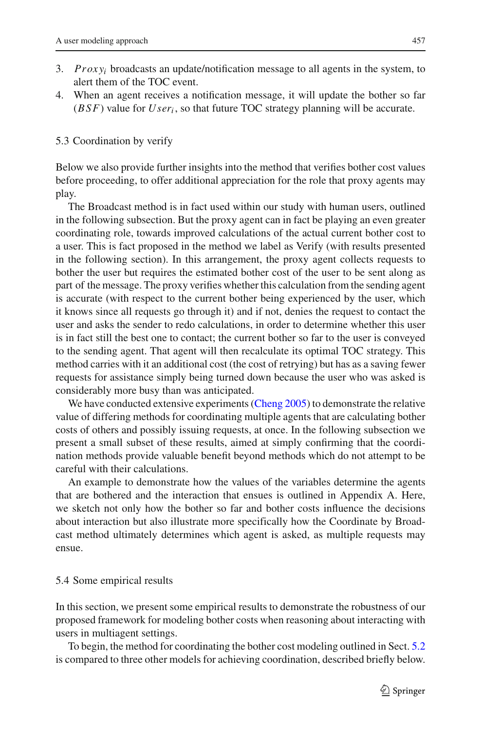3. $Proxy_i$ broadcasts an update/notification message to all agents in the system, to alert them of the TOC event.
4. When an agent receives a notification message, it will update the bother so far ($BSF$) value for $User_i$, so that future TOC strategy planning will be accurate.

### 5.3 Coordination by verify

Below we also provide further insights into the method that verifies bother cost values before proceeding, to offer additional appreciation for the role that proxy agents may play.

The Broadcast method is in fact used within our study with human users, outlined in the following subsection. But the proxy agent can in fact be playing an even greater coordinating role, towards improved calculations of the actual current bother cost to a user. This is fact proposed in the method we label as Verify (with results presented in the following section). In this arrangement, the proxy agent collects requests to bother the user but requires the estimated bother cost of the user to be sent along as part of the message. The proxy verifies whether this calculation from the sending agent is accurate (with respect to the current bother being experienced by the user, which it knows since all requests go through it) and if not, denies the request to contact the user and asks the sender to redo calculations, in order to determine whether this user is in fact still the best one to contact; the current bother so far to the user is conveyed to the sending agent. That agent will then recalculate its optimal TOC strategy. This method carries with it an additional cost (the cost of retrying) but has as a saving fewer requests for assistance simply being turned down because the user who was asked is considerably more busy than was anticipated.

We have conducted extensive experiments (Cheng 2005) to demonstrate the relative value of differing methods for coordinating multiple agents that are calculating bother costs of others and possibly issuing requests, at once. In the following subsection we present a small subset of these results, aimed at simply confirming that the coordination methods provide valuable benefit beyond methods which do not attempt to be careful with their calculations.

An example to demonstrate how the values of the variables determine the agents that are bothered and the interaction that ensues is outlined in Appendix A. Here, we sketch not only how the bother so far and bother costs influence the decisions about interaction but also illustrate more specifically how the Coordinate by Broadcast method ultimately determines which agent is asked, as multiple requests may ensue.

### 5.4 Some empirical results

In this section, we present some empirical results to demonstrate the robustness of our proposed framework for modeling bother costs when reasoning about interacting with users in multiagent settings.

To begin, the method for coordinating the bother cost modeling outlined in Sect. 5.2 is compared to three other models for achieving coordination, described briefly below.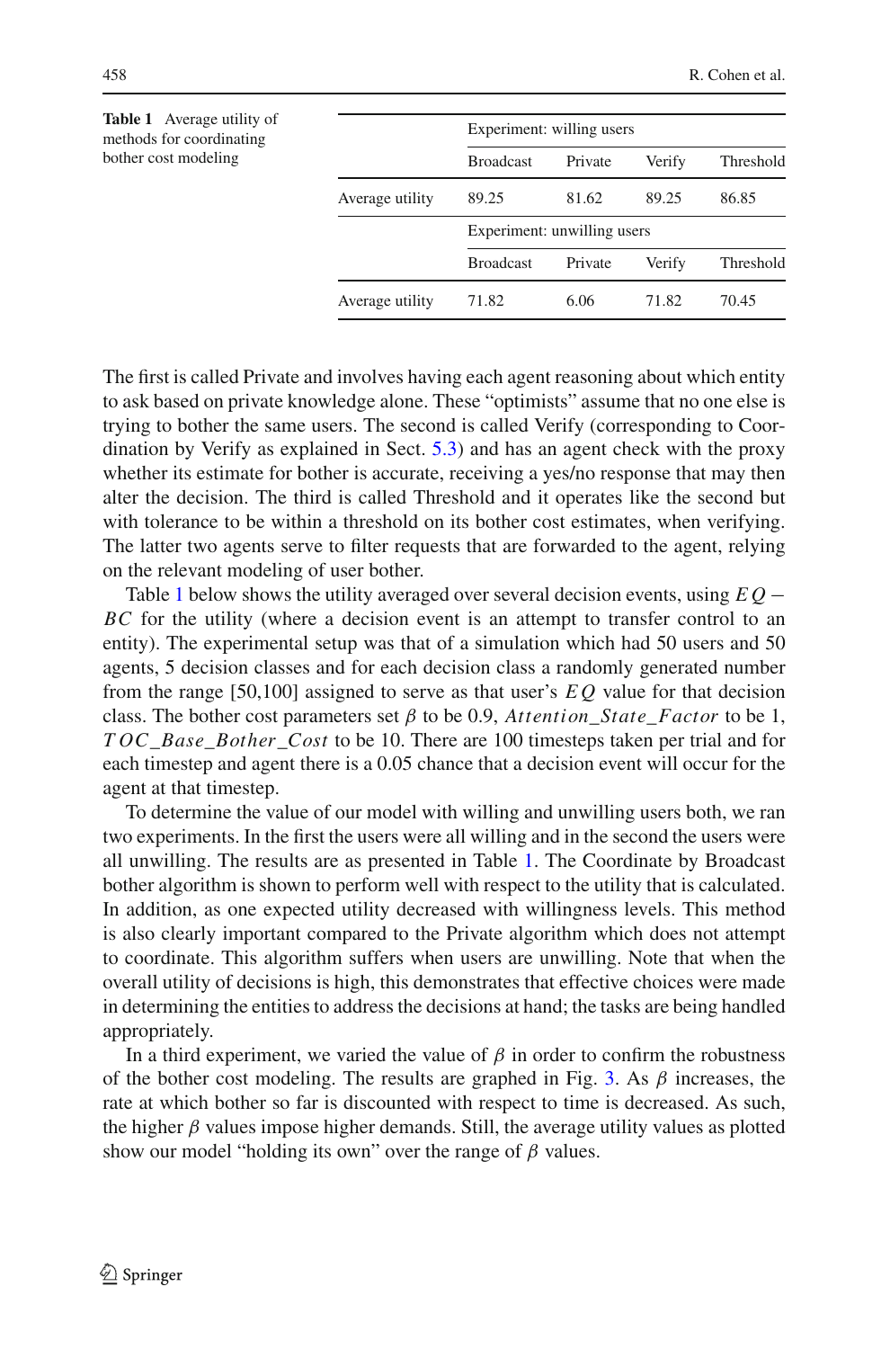**Table 1** Average utility of methods for coordinating bother cost modeling

| | Experiment: willing users | | | |
|---|---|---|---|---|
| | Broadcast | Private | Verify | Threshold |
| Average utility | 89.25 | 81.62 | 89.25 | 86.85 |
| | Experiment: unwilling users | | | |
| | Broadcast | Private | Verify | Threshold |
| Average utility | 71.82 | 6.06 | 71.82 | 70.45 |

The first is called Private and involves having each agent reasoning about which entity to ask based on private knowledge alone. These "optimists" assume that no one else is trying to bother the same users. The second is called Verify (corresponding to Coordination by Verify as explained in Sect. 5.3) and has an agent check with the proxy whether its estimate for bother is accurate, receiving a yes/no response that may then alter the decision. The third is called Threshold and it operates like the second but with tolerance to be within a threshold on its bother cost estimates, when verifying. The latter two agents serve to filter requests that are forwarded to the agent, relying on the relevant modeling of user bother.

Table 1 below shows the utility averaged over several decision events, using $EQ - BC$ for the utility (where a decision event is an attempt to transfer control to an entity). The experimental setup was that of a simulation which had 50 users and 50 agents, 5 decision classes and for each decision class a randomly generated number from the range [50,100] assigned to serve as that user's $EQ$ value for that decision class. The bother cost parameters set $\beta$ to be 0.9, $Attention\_State\_Factor$ to be 1, $TOC\_Base\_Bother\_Cost$ to be 10. There are 100 timesteps taken per trial and for each timestep and agent there is a 0.05 chance that a decision event will occur for the agent at that timestep.

To determine the value of our model with willing and unwilling users both, we ran two experiments. In the first the users were all willing and in the second the users were all unwilling. The results are as presented in Table 1. The Coordinate by Broadcast bother algorithm is shown to perform well with respect to the utility that is calculated. In addition, as one expected utility decreased with willingness levels. This method is also clearly important compared to the Private algorithm which does not attempt to coordinate. This algorithm suffers when users are unwilling. Note that when the overall utility of decisions is high, this demonstrates that effective choices were made in determining the entities to address the decisions at hand; the tasks are being handled appropriately.

In a third experiment, we varied the value of $\beta$ in order to confirm the robustness of the bother cost modeling. The results are graphed in Fig. 3. As $\beta$ increases, the rate at which bother so far is discounted with respect to time is decreased. As such, the higher $\beta$ values impose higher demands. Still, the average utility values as plotted show our model "holding its own" over the range of $\beta$ values.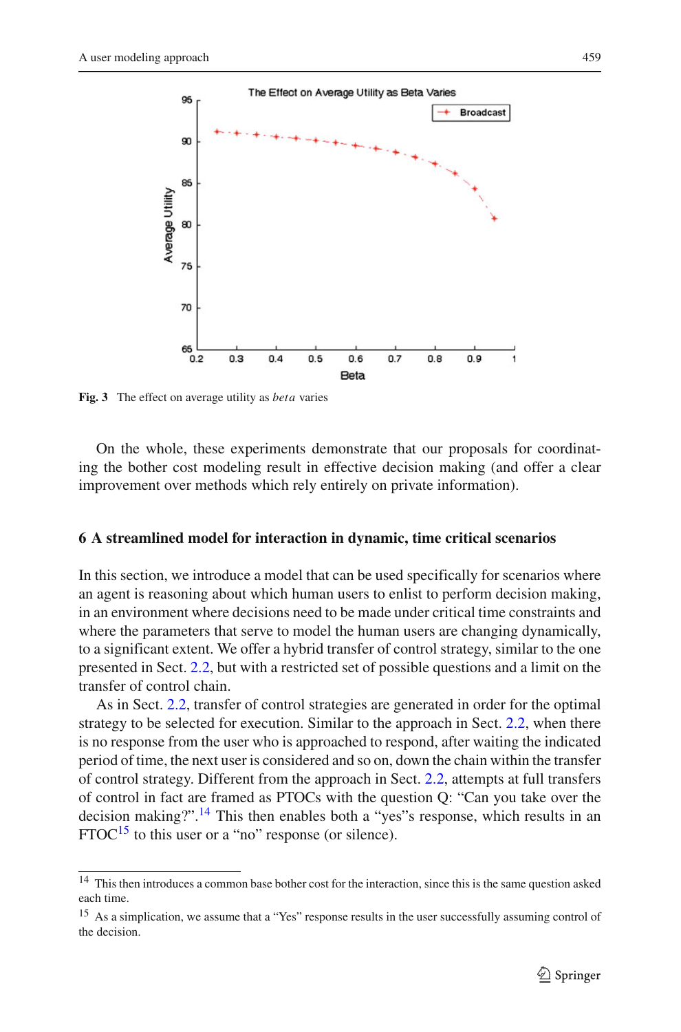Fig. 3 The effect on average utility as *beta* varies

On the whole, these experiments demonstrate that our proposals for coordinating the bother cost modeling result in effective decision making (and offer a clear improvement over methods which rely entirely on private information).

## 6 A streamlined model for interaction in dynamic, time critical scenarios

In this section, we introduce a model that can be used specifically for scenarios where an agent is reasoning about which human users to enlist to perform decision making, in an environment where decisions need to be made under critical time constraints and where the parameters that serve to model the human users are changing dynamically, to a significant extent. We offer a hybrid transfer of control strategy, similar to the one presented in Sect. 2.2, but with a restricted set of possible questions and a limit on the transfer of control chain.

As in Sect. 2.2, transfer of control strategies are generated in order for the optimal strategy to be selected for execution. Similar to the approach in Sect. 2.2, when there is no response from the user who is approached to respond, after waiting the indicated period of time, the next user is considered and so on, down the chain within the transfer of control strategy. Different from the approach in Sect. 2.2, attempts at full transfers of control in fact are framed as PTOCs with the question Q: "Can you take over the decision making?".[14] This then enables both a "yes"'s response, which results in an FTOC[15] to this user or a "no" response (or silence).

[14] This then introduces a common base bother cost for the interaction, since this is the same question asked each time.

[15] As a simplication, we assume that a "Yes" response results in the user successfully assuming control of the decision.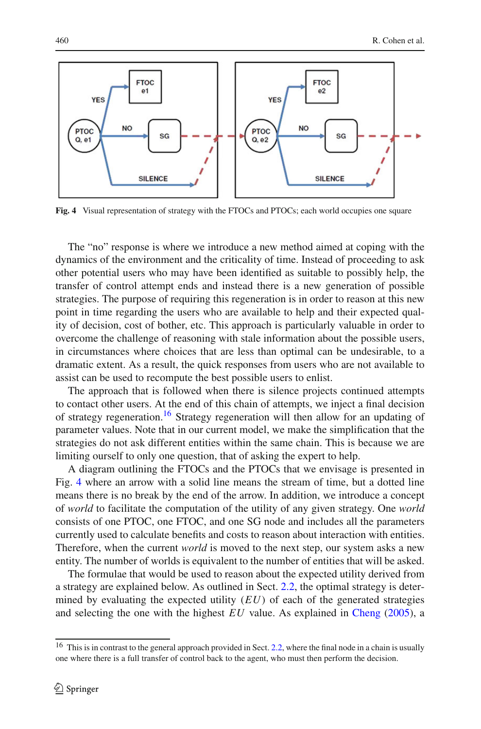Fig. 4 Visual representation of strategy with the FTOCs and PTOCs; each world occupies one square

The "no" response is where we introduce a new method aimed at coping with the dynamics of the environment and the criticality of time. Instead of proceeding to ask other potential users who may have been identified as suitable to possibly help, the transfer of control attempt ends and instead there is a new generation of possible strategies. The purpose of requiring this regeneration is in order to reason at this new point in time regarding the users who are available to help and their expected quality of decision, cost of bother, etc. This approach is particularly valuable in order to overcome the challenge of reasoning with stale information about the possible users, in circumstances where choices that are less than optimal can be undesirable, to a dramatic extent. As a result, the quick responses from users who are not available to assist can be used to recompute the best possible users to enlist.

The approach that is followed when there is silence projects continued attempts to contact other users. At the end of this chain of attempts, we inject a final decision of strategy regeneration.[16] Strategy regeneration will then allow for an updating of parameter values. Note that in our current model, we make the simplification that the strategies do not ask different entities within the same chain. This is because we are limiting ourself to only one question, that of asking the expert to help.

A diagram outlining the FTOCs and the PTOCs that we envisage is presented in Fig. 4 where an arrow with a solid line means the stream of time, but a dotted line means there is no break by the end of the arrow. In addition, we introduce a concept of *world* to facilitate the computation of the utility of any given strategy. One *world* consists of one PTOC, one FTOC, and one SG node and includes all the parameters currently used to calculate benefits and costs to reason about interaction with entities. Therefore, when the current *world* is moved to the next step, our system asks a new entity. The number of worlds is equivalent to the number of entities that will be asked.

The formulae that would be used to reason about the expected utility derived from a strategy are explained below. As outlined in Sect. 2.2, the optimal strategy is determined by evaluating the expected utility $(EU)$ of each of the generated strategies and selecting the one with the highest $EU$ value. As explained in Cheng (2005), a

[16] This is in contrast to the general approach provided in Sect. 2.2, where the final node in a chain is usually one where there is a full transfer of control back to the agent, who must then perform the decision.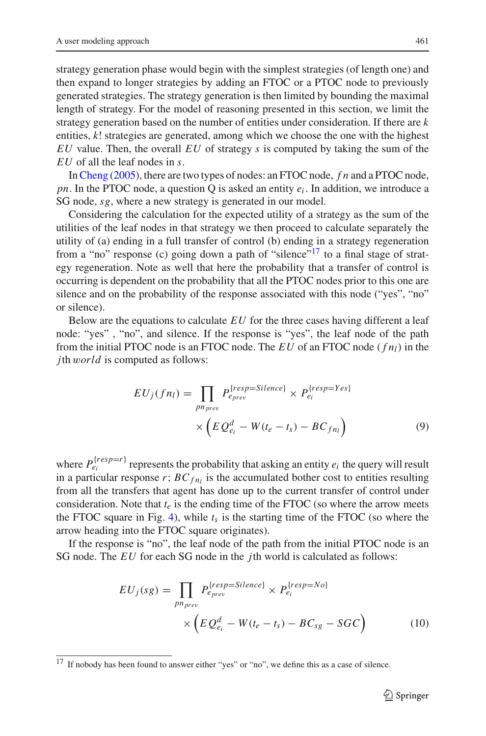strategy generation phase would begin with the simplest strategies (of length one) and then expand to longer strategies by adding an FTOC or a PTOC node to previously generated strategies. The strategy generation is then limited by bounding the maximal length of strategy. For the model of reasoning presented in this section, we limit the strategy generation based on the number of entities under consideration. If there are $k$ entities, $k!$ strategies are generated, among which we choose the one with the highest $EU$ value. Then, the overall $EU$ of strategy $s$ is computed by taking the sum of the $EU$ of all the leaf nodes in $s$.

In Cheng (2005), there are two types of nodes: an FTOC node, $fn$ and a PTOC node, $pn$. In the PTOC node, a question Q is asked an entity $e_i$. In addition, we introduce a SG node, $sg$, where a new strategy is generated in our model.

Considering the calculation for the expected utility of a strategy as the sum of the utilities of the leaf nodes in that strategy we then proceed to calculate separately the utility of (a) ending in a full transfer of control (b) ending in a strategy regeneration from a "no" response (c) going down a path of "silence"[17] to a final stage of strategy regeneration. Note as well that here the probability that a transfer of control is occurring is dependent on the probability that all the PTOC nodes prior to this one are silence and on the probability of the response associated with this node ("yes", "no" or silence).

Below are the equations to calculate $EU$ for the three cases having different a leaf node: "yes" , "no", and silence. If the response is "yes", the leaf node of the path from the initial PTOC node is an FTOC node. The $EU$ of an FTOC node ($fn_l$) in the $j$th $world$ is computed as follows:

$$EU_j(fn_l) = \prod_{pn_{prev}} P_{e_{prev}}^{\{resp=Silence\}} \times P_{e_i}^{\{resp=Yes\}} \times \left( EQ_{e_i}^d - W(t_e - t_s) - BC_{fn_l} \right) \tag{9}$$

where $P_{e_i}^{\{resp=r\}}$ represents the probability that asking an entity $e_i$ the query will result in a particular response $r$; $BC_{fn_l}$ is the accumulated bother cost to entities resulting from all the transfers that agent has done up to the current transfer of control under consideration. Note that $t_e$ is the ending time of the FTOC (so where the arrow meets the FTOC square in Fig. 4), while $t_s$ is the starting time of the FTOC (so where the arrow heading into the FTOC square originates).

If the response is "no", the leaf node of the path from the initial PTOC node is an SG node. The $EU$ for each SG node in the $j$th world is calculated as follows:

$$EU_j(sg) = \prod_{pn_{prev}} P_{e_{prev}}^{\{resp=Silence\}} \times P_{e_i}^{\{resp=No\}} \times \left( EQ_{e_i}^d - W(t_e - t_s) - BC_{sg} - SGC \right) \tag{10}$$

[17] If nobody has been found to answer either "yes" or "no", we define this as a case of silence.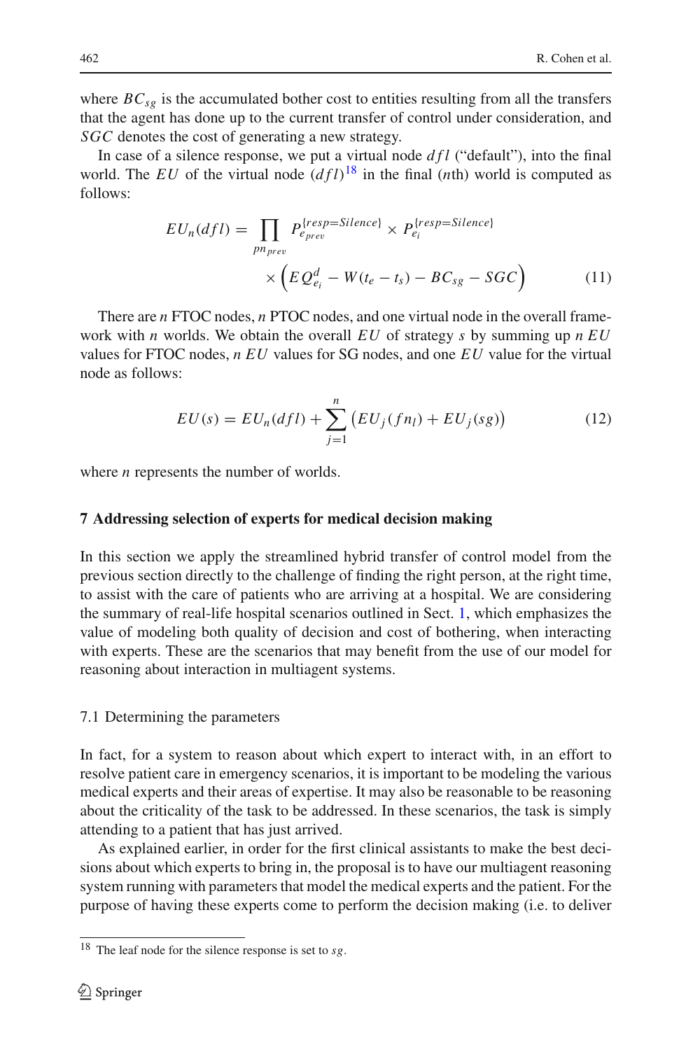where $BC_{sg}$ is the accumulated bother cost to entities resulting from all the transfers that the agent has done up to the current transfer of control under consideration, and $SGC$ denotes the cost of generating a new strategy.

In case of a silence response, we put a virtual node $dfl$ ("default"), into the final world. The $EU$ of the virtual node $(dfl)$[18] in the final ($n$th) world is computed as follows:

$$EU_n(dfl) = \prod_{pn_{prev}} P_{e_{prev}}^{\{resp=Silence\}} \times P_{e_i}^{\{resp=Silence\}} \times \left( EQ_{e_i}^d - W(t_e - t_s) - BC_{sg} - SGC \right) \tag{11}$$

There are $n$ FTOC nodes, $n$ PTOC nodes, and one virtual node in the overall framework with $n$ worlds. We obtain the overall $EU$ of strategy $s$ by summing up $n$ $EU$ values for FTOC nodes, $n$ $EU$ values for SG nodes, and one $EU$ value for the virtual node as follows:

$$EU(s) = EU_n(dfl) + \sum_{j=1}^{n} \left( EU_j(fn_l) + EU_j(sg) \right) \tag{12}$$

where $n$ represents the number of worlds.

## 7 Addressing selection of experts for medical decision making

In this section we apply the streamlined hybrid transfer of control model from the previous section directly to the challenge of finding the right person, at the right time, to assist with the care of patients who are arriving at a hospital. We are considering the summary of real-life hospital scenarios outlined in Sect. 1, which emphasizes the value of modeling both quality of decision and cost of bothering, when interacting with experts. These are the scenarios that may benefit from the use of our model for reasoning about interaction in multiagent systems.

### 7.1 Determining the parameters

In fact, for a system to reason about which expert to interact with, in an effort to resolve patient care in emergency scenarios, it is important to be modeling the various medical experts and their areas of expertise. It may also be reasonable to be reasoning about the criticality of the task to be addressed. In these scenarios, the task is simply attending to a patient that has just arrived.

As explained earlier, in order for the first clinical assistants to make the best decisions about which experts to bring in, the proposal is to have our multiagent reasoning system running with parameters that model the medical experts and the patient. For the purpose of having these experts come to perform the decision making (i.e. to deliver

[18] The leaf node for the silence response is set to $sg$.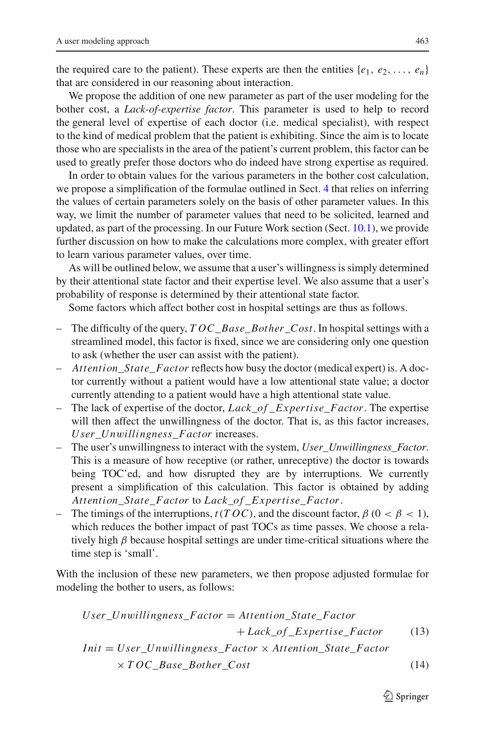the required care to the patient). These experts are then the entities $\{e_1, e_2, \ldots, e_n\}$ that are considered in our reasoning about interaction.

We propose the addition of one new parameter as part of the user modeling for the bother cost, a *Lack-of-expertise factor*. This parameter is used to help to record the general level of expertise of each doctor (i.e. medical specialist), with respect to the kind of medical problem that the patient is exhibiting. Since the aim is to locate those who are specialists in the area of the patient's current problem, this factor can be used to greatly prefer those doctors who do indeed have strong expertise as required.

In order to obtain values for the various parameters in the bother cost calculation, we propose a simplification of the formulae outlined in Sect. 4 that relies on inferring the values of certain parameters solely on the basis of other parameter values. In this way, we limit the number of parameter values that need to be solicited, learned and updated, as part of the processing. In our Future Work section (Sect. 10.1), we provide further discussion on how to make the calculations more complex, with greater effort to learn various parameter values, over time.

As will be outlined below, we assume that a user's willingness is simply determined by their attentional state factor and their expertise level. We also assume that a user's probability of response is determined by their attentional state factor.

Some factors which affect bother cost in hospital settings are thus as follows.

- The difficulty of the query, $TOC\_Base\_Bother\_Cost$. In hospital settings with a streamlined model, this factor is fixed, since we are considering only one question to ask (whether the user can assist with the patient).
- $Attention\_State\_Factor$ reflects how busy the doctor (medical expert) is. A doctor currently without a patient would have a low attentional state value; a doctor currently attending to a patient would have a high attentional state value.
- The lack of expertise of the doctor, $Lack\_of\_Expertise\_Factor$. The expertise will then affect the unwillingness of the doctor. That is, as this factor increases, $User\_Unwillingness\_Factor$ increases.
- The user's unwillingness to interact with the system, *User_Unwillingness_Factor*. This is a measure of how receptive (or rather, unreceptive) the doctor is towards being TOC'ed, and how disrupted they are by interruptions. We currently present a simplification of this calculation. This factor is obtained by adding $Attention\_State\_Factor$ to $Lack\_of\_Expertise\_Factor$.
- The timings of the interruptions, $t(TOC)$, and the discount factor, $\beta$ ($0 < \beta < 1$), which reduces the bother impact of past TOCs as time passes. We choose a relatively high $\beta$ because hospital settings are under time-critical situations where the time step is 'small'.

With the inclusion of these new parameters, we then propose adjusted formulae for modeling the bother to users, as follows:

$$User\_Unwillingness\_Factor = Attention\_State\_Factor + Lack\_of\_Expertise\_Factor \quad (13)$$

$$Init = User\_Unwillingness\_Factor \times Attention\_State\_Factor \times TOC\_Base\_Bother\_Cost \quad (14)$$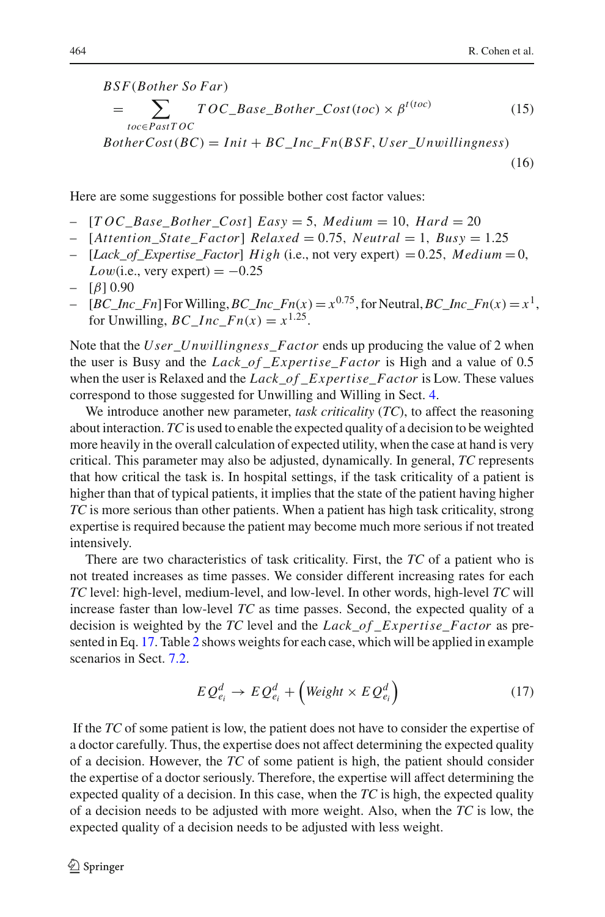$$
\begin{aligned}
&BSF(Bother\ So\ Far) \\
&= \sum_{toc \in PastTOC} TOC\_Base\_Bother\_Cost(toc) \times \beta^{t(toc)} \qquad (15)\\
&BotherCost(BC) = Init + BC\_Inc\_Fn(BSF, User\_Unwillingness) \qquad (16)
\end{aligned}
$$

Here are some suggestions for possible bother cost factor values:

- $[TOC\_Base\_Bother\_Cost]$ $Easy = 5,\ Medium = 10,\ Hard = 20$
- $[Attention\_State\_Factor]$ $Relaxed = 0.75,\ Neutral = 1,\ Busy = 1.25$
- $[Lack\_of\_Expertise\_Factor]$ $High$ (i.e., not very expert) $= 0.25$, $Medium = 0$, $Low$(i.e., very expert) $= -0.25$
- $[\beta]$ 0.90
- $[BC\_Inc\_Fn]$ For Willing, $BC\_Inc\_Fn(x) = x^{0.75}$, for Neutral, $BC\_Inc\_Fn(x) = x^{1}$, for Unwilling, $BC\_Inc\_Fn(x) = x^{1.25}$.

Note that the $User\_Unwillingness\_Factor$ ends up producing the value of 2 when the user is Busy and the $Lack\_of\_Expertise\_Factor$ is High and a value of 0.5 when the user is Relaxed and the $Lack\_of\_Expertise\_Factor$ is Low. These values correspond to those suggested for Unwilling and Willing in Sect. 4.

We introduce another new parameter, *task criticality* (*TC*), to affect the reasoning about interaction. *TC* is used to enable the expected quality of a decision to be weighted more heavily in the overall calculation of expected utility, when the case at hand is very critical. This parameter may also be adjusted, dynamically. In general, *TC* represents that how critical the task is. In hospital settings, if the task criticality of a patient is higher than that of typical patients, it implies that the state of the patient having higher *TC* is more serious than other patients. When a patient has high task criticality, strong expertise is required because the patient may become much more serious if not treated intensively.

There are two characteristics of task criticality. First, the *TC* of a patient who is not treated increases as time passes. We consider different increasing rates for each *TC* level: high-level, medium-level, and low-level. In other words, high-level *TC* will increase faster than low-level *TC* as time passes. Second, the expected quality of a decision is weighted by the *TC* level and the $Lack\_of\_Expertise\_Factor$ as presented in Eq. 17. Table 2 shows weights for each case, which will be applied in example scenarios in Sect. 7.2.

$$
EQ^{d}_{e_i} \rightarrow EQ^{d}_{e_i} + \left(Weight \times EQ^{d}_{e_i}\right) \qquad (17)
$$

If the *TC* of some patient is low, the patient does not have to consider the expertise of a doctor carefully. Thus, the expertise does not affect determining the expected quality of a decision. However, the *TC* of some patient is high, the patient should consider the expertise of a doctor seriously. Therefore, the expertise will affect determining the expected quality of a decision. In this case, when the *TC* is high, the expected quality of a decision needs to be adjusted with more weight. Also, when the *TC* is low, the expected quality of a decision needs to be adjusted with less weight.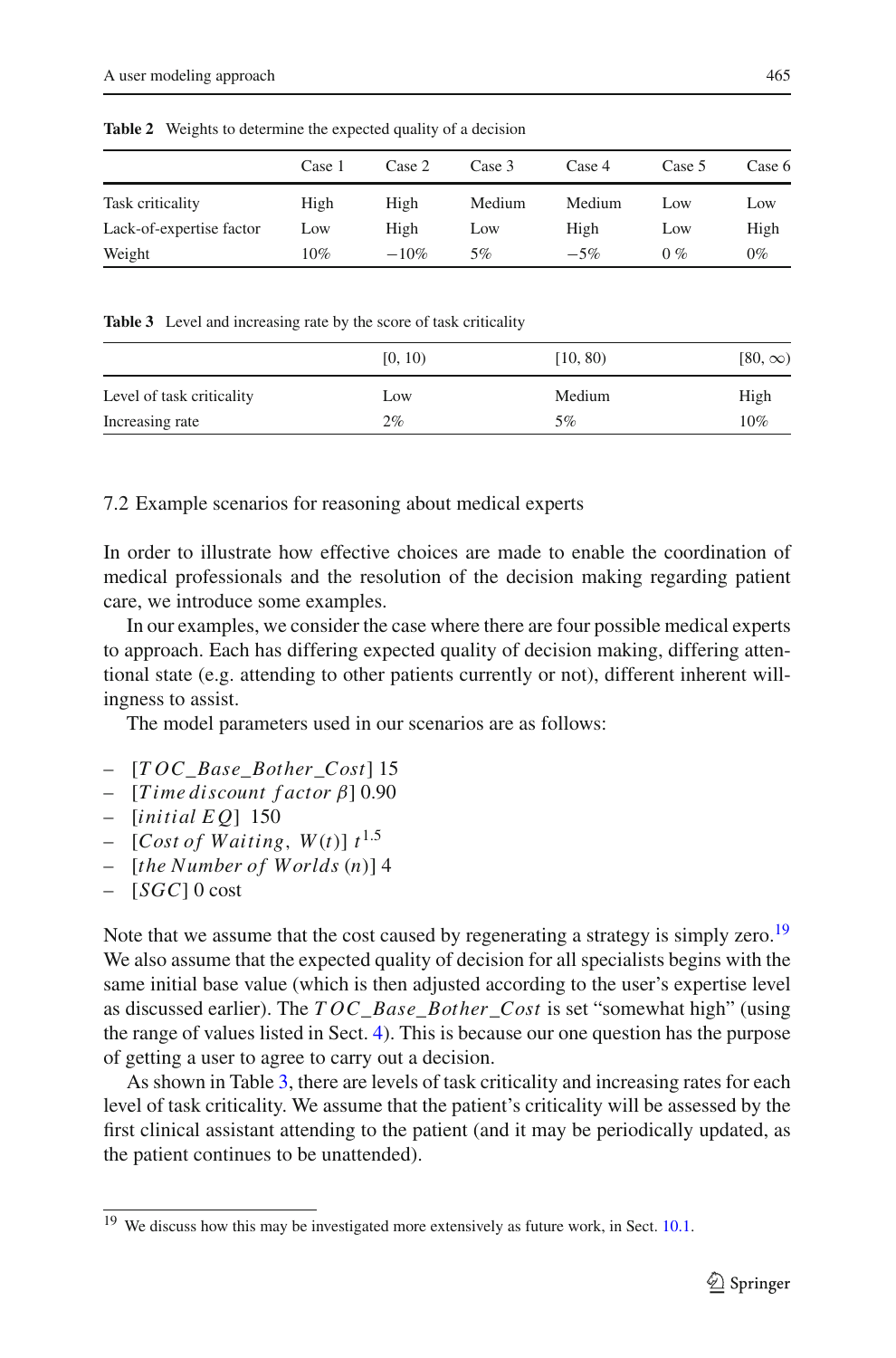**Table 2** Weights to determine the expected quality of a decision

| | Case 1 | Case 2 | Case 3 | Case 4 | Case 5 | Case 6 |
|---|---|---|---|---|---|---|
| Task criticality | High | High | Medium | Medium | Low | Low |
| Lack-of-expertise factor | Low | High | Low | High | Low | High |
| Weight | 10% | −10% | 5% | −5% | 0 % | 0% |

**Table 3** Level and increasing rate by the score of task criticality

| | [0, 10) | [10, 80) | [80, ∞) |
|---|---|---|---|
| Level of task criticality | Low | Medium | High |
| Increasing rate | 2% | 5% | 10% |

## 7.2 Example scenarios for reasoning about medical experts

In order to illustrate how effective choices are made to enable the coordination of medical professionals and the resolution of the decision making regarding patient care, we introduce some examples.

In our examples, we consider the case where there are four possible medical experts to approach. Each has differing expected quality of decision making, differing attentional state (e.g. attending to other patients currently or not), different inherent willingness to assist.

The model parameters used in our scenarios are as follows:

- [$TOC\_Base\_Bother\_Cost$] 15
- [$Time\,discount\ factor\ \beta$] 0.90
- [$initial\ EQ$] 150
- [$Cost\ of\ Waiting,\ W(t)$] $t^{1.5}$
- [$the\ Number\ of\ Worlds\ (n)$] 4
- [$SGC$] 0 cost

Note that we assume that the cost caused by regenerating a strategy is simply zero.[19] We also assume that the expected quality of decision for all specialists begins with the same initial base value (which is then adjusted according to the user's expertise level as discussed earlier). The $TOC\_Base\_Bother\_Cost$ is set "somewhat high" (using the range of values listed in Sect. 4). This is because our one question has the purpose of getting a user to agree to carry out a decision.

As shown in Table 3, there are levels of task criticality and increasing rates for each level of task criticality. We assume that the patient's criticality will be assessed by the first clinical assistant attending to the patient (and it may be periodically updated, as the patient continues to be unattended).

[19] We discuss how this may be investigated more extensively as future work, in Sect. 10.1.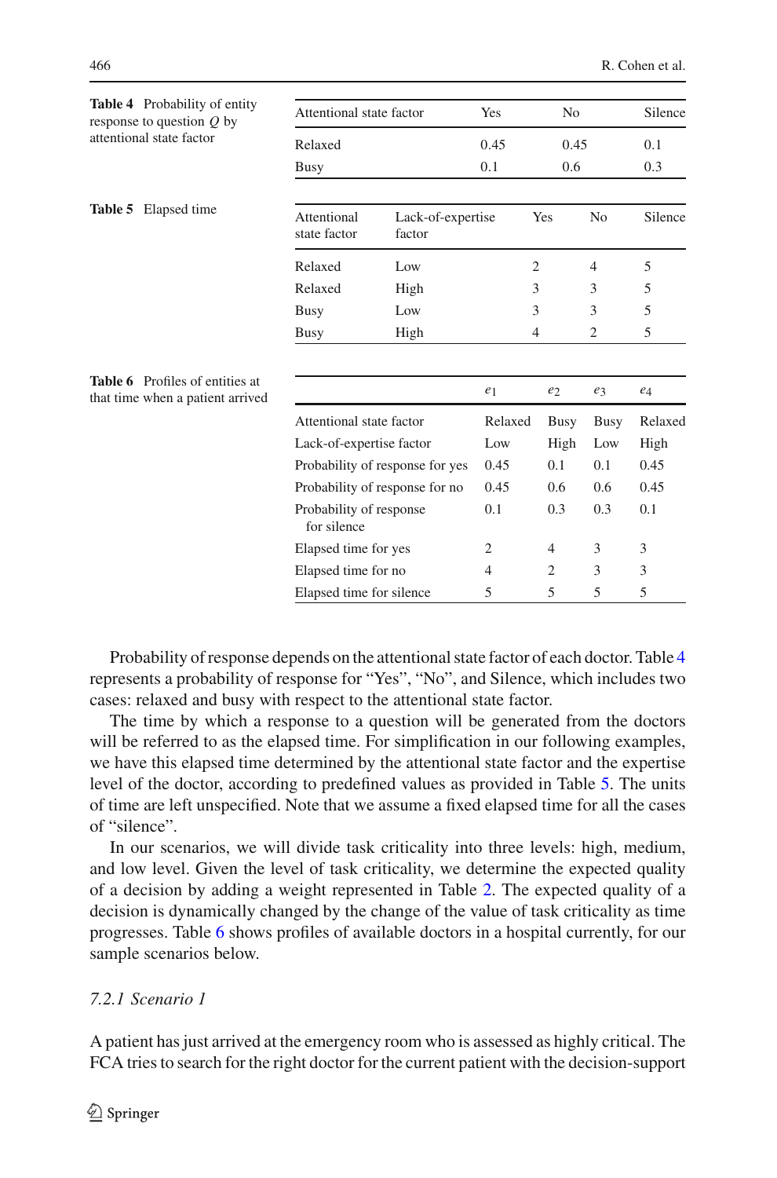**Table 4** Probability of entity response to question $Q$ by attentional state factor

| Attentional state factor | Yes | No | Silence |
|---|---|---|---|
| Relaxed | 0.45 | 0.45 | 0.1 |
| Busy | 0.1 | 0.6 | 0.3 |

**Table 5** Elapsed time

| Attentional state factor | Lack-of-expertise factor | Yes | No | Silence |
|---|---|---|---|---|
| Relaxed | Low | 2 | 4 | 5 |
| Relaxed | High | 3 | 3 | 5 |
| Busy | Low | 3 | 3 | 5 |
| Busy | High | 4 | 2 | 5 |

**Table 6** Profiles of entities at that time when a patient arrived

| | $e_1$ | $e_2$ | $e_3$ | $e_4$ |
|---|---|---|---|---|
| Attentional state factor | Relaxed | Busy | Busy | Relaxed |
| Lack-of-expertise factor | Low | High | Low | High |
| Probability of response for yes | 0.45 | 0.1 | 0.1 | 0.45 |
| Probability of response for no | 0.45 | 0.6 | 0.6 | 0.45 |
| Probability of response for silence | 0.1 | 0.3 | 0.3 | 0.1 |
| Elapsed time for yes | 2 | 4 | 3 | 3 |
| Elapsed time for no | 4 | 2 | 3 | 3 |
| Elapsed time for silence | 5 | 5 | 5 | 5 |

Probability of response depends on the attentional state factor of each doctor. Table 4 represents a probability of response for "Yes", "No", and Silence, which includes two cases: relaxed and busy with respect to the attentional state factor.

The time by which a response to a question will be generated from the doctors will be referred to as the elapsed time. For simplification in our following examples, we have this elapsed time determined by the attentional state factor and the expertise level of the doctor, according to predefined values as provided in Table 5. The units of time are left unspecified. Note that we assume a fixed elapsed time for all the cases of "silence".

In our scenarios, we will divide task criticality into three levels: high, medium, and low level. Given the level of task criticality, we determine the expected quality of a decision by adding a weight represented in Table 2. The expected quality of a decision is dynamically changed by the change of the value of task criticality as time progresses. Table 6 shows profiles of available doctors in a hospital currently, for our sample scenarios below.

#### *7.2.1 Scenario 1*

A patient has just arrived at the emergency room who is assessed as highly critical. The FCA tries to search for the right doctor for the current patient with the decision-support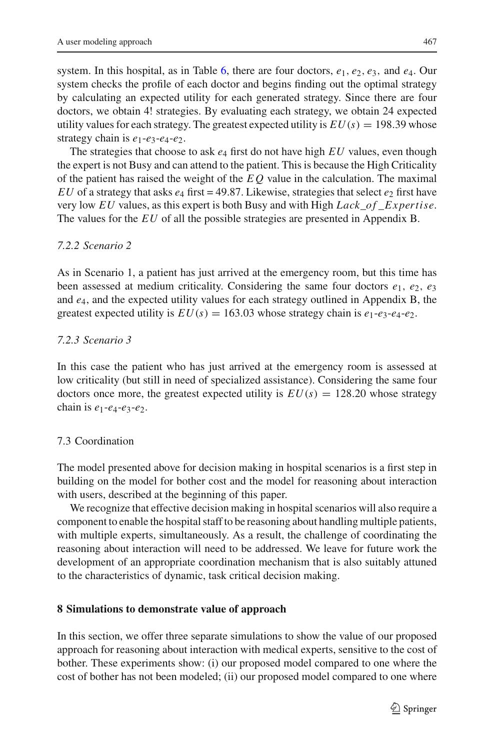system. In this hospital, as in Table 6, there are four doctors, $e_1$, $e_2$, $e_3$, and $e_4$. Our system checks the profile of each doctor and begins finding out the optimal strategy by calculating an expected utility for each generated strategy. Since there are four doctors, we obtain 4! strategies. By evaluating each strategy, we obtain 24 expected utility values for each strategy. The greatest expected utility is $EU(s) = 198.39$ whose strategy chain is $e_1$-$e_3$-$e_4$-$e_2$.

The strategies that choose to ask $e_4$ first do not have high $EU$ values, even though the expert is not Busy and can attend to the patient. This is because the High Criticality of the patient has raised the weight of the $EQ$ value in the calculation. The maximal $EU$ of a strategy that asks $e_4$ first = 49.87. Likewise, strategies that select $e_2$ first have very low $EU$ values, as this expert is both Busy and with High $Lack\_of\_Expertise$. The values for the $EU$ of all the possible strategies are presented in Appendix B.

#### 7.2.2 Scenario 2

As in Scenario 1, a patient has just arrived at the emergency room, but this time has been assessed at medium criticality. Considering the same four doctors $e_1$, $e_2$, $e_3$ and $e_4$, and the expected utility values for each strategy outlined in Appendix B, the greatest expected utility is $EU(s) = 163.03$ whose strategy chain is $e_1$-$e_3$-$e_4$-$e_2$.

#### 7.2.3 Scenario 3

In this case the patient who has just arrived at the emergency room is assessed at low criticality (but still in need of specialized assistance). Considering the same four doctors once more, the greatest expected utility is $EU(s) = 128.20$ whose strategy chain is $e_1$-$e_4$-$e_3$-$e_2$.

### 7.3 Coordination

The model presented above for decision making in hospital scenarios is a first step in building on the model for bother cost and the model for reasoning about interaction with users, described at the beginning of this paper.

We recognize that effective decision making in hospital scenarios will also require a component to enable the hospital staff to be reasoning about handling multiple patients, with multiple experts, simultaneously. As a result, the challenge of coordinating the reasoning about interaction will need to be addressed. We leave for future work the development of an appropriate coordination mechanism that is also suitably attuned to the characteristics of dynamic, task critical decision making.

## 8 Simulations to demonstrate value of approach

In this section, we offer three separate simulations to show the value of our proposed approach for reasoning about interaction with medical experts, sensitive to the cost of bother. These experiments show: (i) our proposed model compared to one where the cost of bother has not been modeled; (ii) our proposed model compared to one where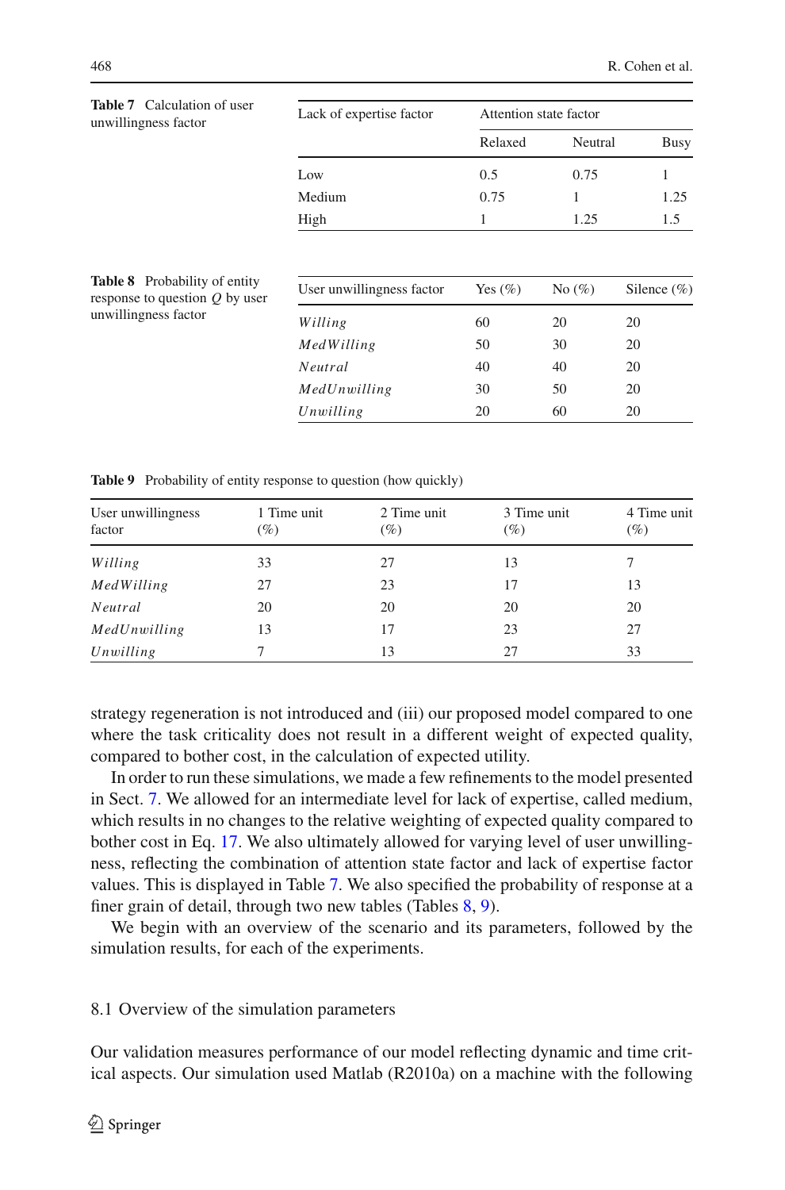**Table 7** Calculation of user unwillingness factor

| Lack of expertise factor | Attention state factor | | |
|---|---|---|---|
| | Relaxed | Neutral | Busy |
| Low | 0.5 | 0.75 | 1 |
| Medium | 0.75 | 1 | 1.25 |
| High | 1 | 1.25 | 1.5 |

**Table 8** Probability of entity response to question $Q$ by user unwillingness factor

| User unwillingness factor | Yes (%) | No (%) | Silence (%) |
|---|---|---|---|
| *Willing* | 60 | 20 | 20 |
| *MedWilling* | 50 | 30 | 20 |
| *Neutral* | 40 | 40 | 20 |
| *MedUnwilling* | 30 | 50 | 20 |
| *Unwilling* | 20 | 60 | 20 |

**Table 9** Probability of entity response to question (how quickly)

| User unwillingness factor | 1 Time unit (%) | 2 Time unit (%) | 3 Time unit (%) | 4 Time unit (%) |
|---|---|---|---|---|
| *Willing* | 33 | 27 | 13 | 7 |
| *MedWilling* | 27 | 23 | 17 | 13 |
| *Neutral* | 20 | 20 | 20 | 20 |
| *MedUnwilling* | 13 | 17 | 23 | 27 |
| *Unwilling* | 7 | 13 | 27 | 33 |

strategy regeneration is not introduced and (iii) our proposed model compared to one where the task criticality does not result in a different weight of expected quality, compared to bother cost, in the calculation of expected utility.

In order to run these simulations, we made a few refinements to the model presented in Sect. 7. We allowed for an intermediate level for lack of expertise, called medium, which results in no changes to the relative weighting of expected quality compared to bother cost in Eq. 17. We also ultimately allowed for varying level of user unwillingness, reflecting the combination of attention state factor and lack of expertise factor values. This is displayed in Table 7. We also specified the probability of response at a finer grain of detail, through two new tables (Tables 8, 9).

We begin with an overview of the scenario and its parameters, followed by the simulation results, for each of the experiments.

## 8.1 Overview of the simulation parameters

Our validation measures performance of our model reflecting dynamic and time critical aspects. Our simulation used Matlab (R2010a) on a machine with the following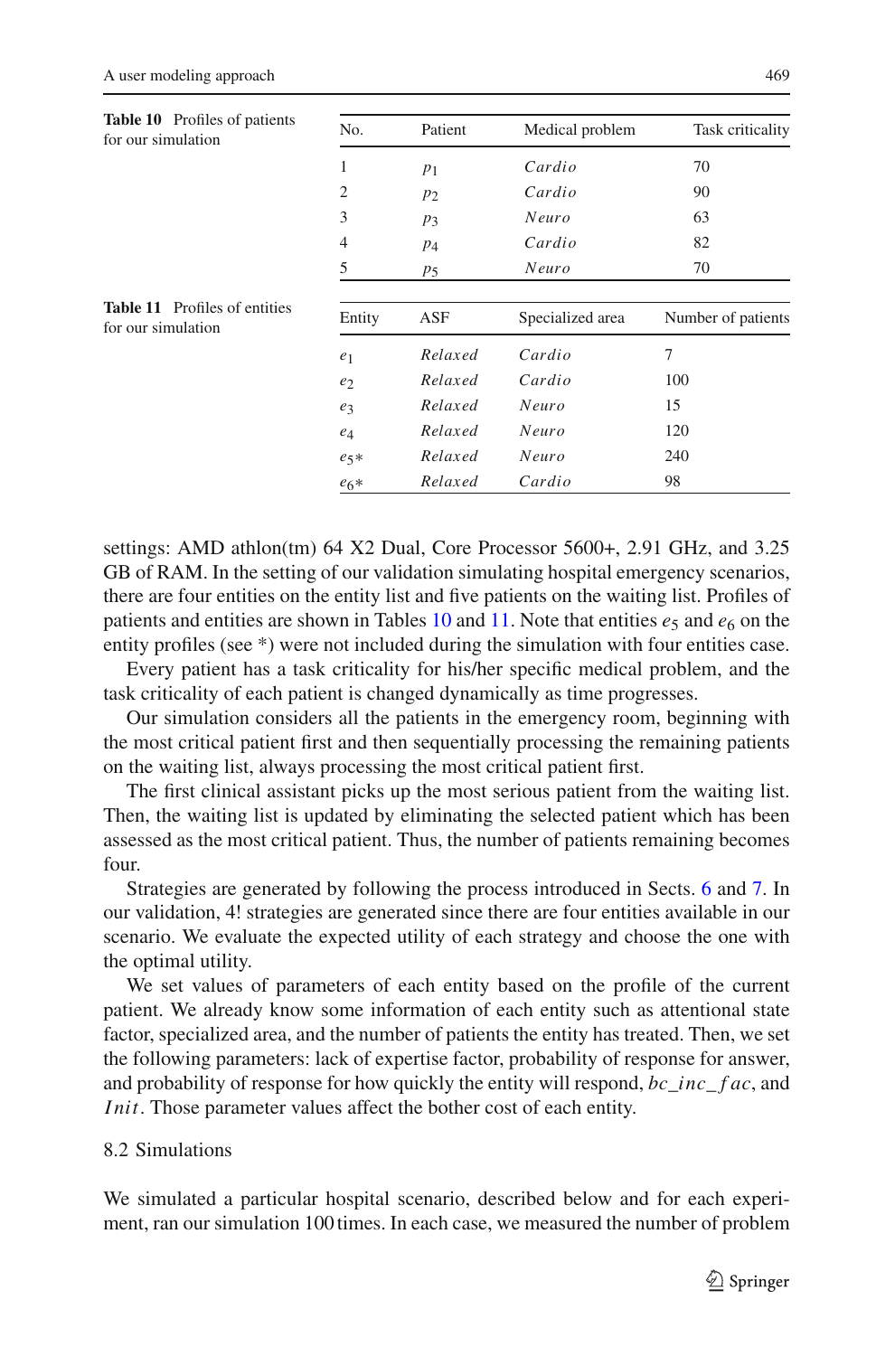**Table 10** Profiles of patients for our simulation

| No. | Patient | Medical problem | Task criticality |
|---|---|---|---|
| 1 | $p_1$ | *Cardio* | 70 |
| 2 | $p_2$ | *Cardio* | 90 |
| 3 | $p_3$ | *Neuro* | 63 |
| 4 | $p_4$ | *Cardio* | 82 |
| 5 | $p_5$ | *Neuro* | 70 |

**Table 11** Profiles of entities for our simulation

| Entity | ASF | Specialized area | Number of patients |
|---|---|---|---|
| $e_1$ | *Relaxed* | *Cardio* | 7 |
| $e_2$ | *Relaxed* | *Cardio* | 100 |
| $e_3$ | *Relaxed* | *Neuro* | 15 |
| $e_4$ | *Relaxed* | *Neuro* | 120 |
| $e_5$* | *Relaxed* | *Neuro* | 240 |
| $e_6$* | *Relaxed* | *Cardio* | 98 |

settings: AMD athlon(tm) 64 X2 Dual, Core Processor 5600+, 2.91 GHz, and 3.25 GB of RAM. In the setting of our validation simulating hospital emergency scenarios, there are four entities on the entity list and five patients on the waiting list. Profiles of patients and entities are shown in Tables 10 and 11. Note that entities $e_5$ and $e_6$ on the entity profiles (see *) were not included during the simulation with four entities case.

Every patient has a task criticality for his/her specific medical problem, and the task criticality of each patient is changed dynamically as time progresses.

Our simulation considers all the patients in the emergency room, beginning with the most critical patient first and then sequentially processing the remaining patients on the waiting list, always processing the most critical patient first.

The first clinical assistant picks up the most serious patient from the waiting list. Then, the waiting list is updated by eliminating the selected patient which has been assessed as the most critical patient. Thus, the number of patients remaining becomes four.

Strategies are generated by following the process introduced in Sects. 6 and 7. In our validation, 4! strategies are generated since there are four entities available in our scenario. We evaluate the expected utility of each strategy and choose the one with the optimal utility.

We set values of parameters of each entity based on the profile of the current patient. We already know some information of each entity such as attentional state factor, specialized area, and the number of patients the entity has treated. Then, we set the following parameters: lack of expertise factor, probability of response for answer, and probability of response for how quickly the entity will respond, $bc\_inc\_fac$, and $Init$. Those parameter values affect the bother cost of each entity.

## 8.2 Simulations

We simulated a particular hospital scenario, described below and for each experiment, ran our simulation 100 times. In each case, we measured the number of problem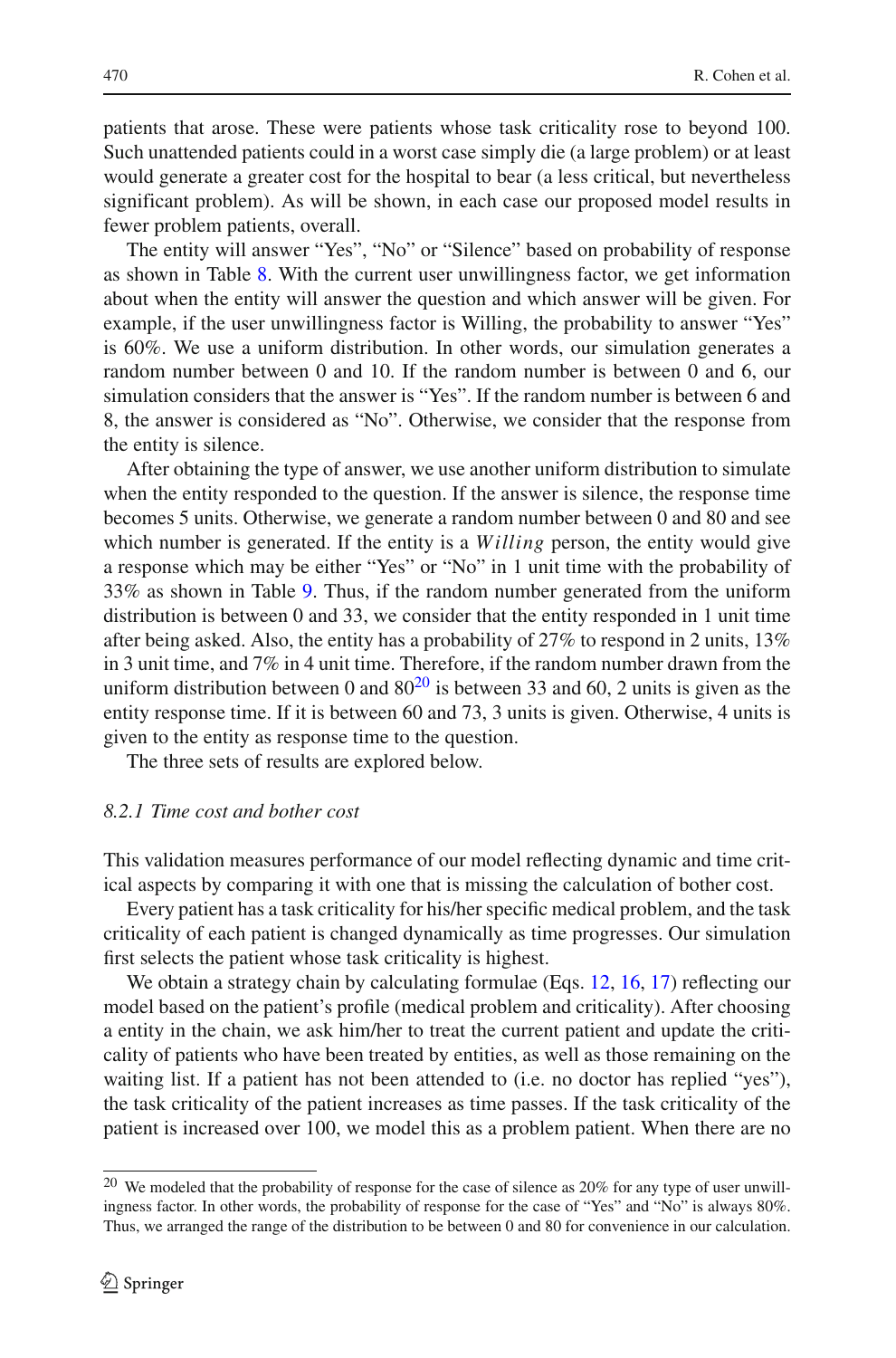patients that arose. These were patients whose task criticality rose to beyond 100. Such unattended patients could in a worst case simply die (a large problem) or at least would generate a greater cost for the hospital to bear (a less critical, but nevertheless significant problem). As will be shown, in each case our proposed model results in fewer problem patients, overall.

The entity will answer "Yes", "No" or "Silence" based on probability of response as shown in Table 8. With the current user unwillingness factor, we get information about when the entity will answer the question and which answer will be given. For example, if the user unwillingness factor is Willing, the probability to answer "Yes" is 60%. We use a uniform distribution. In other words, our simulation generates a random number between 0 and 10. If the random number is between 0 and 6, our simulation considers that the answer is "Yes". If the random number is between 6 and 8, the answer is considered as "No". Otherwise, we consider that the response from the entity is silence.

After obtaining the type of answer, we use another uniform distribution to simulate when the entity responded to the question. If the answer is silence, the response time becomes 5 units. Otherwise, we generate a random number between 0 and 80 and see which number is generated. If the entity is a *Willing* person, the entity would give a response which may be either "Yes" or "No" in 1 unit time with the probability of 33% as shown in Table 9. Thus, if the random number generated from the uniform distribution is between 0 and 33, we consider that the entity responded in 1 unit time after being asked. Also, the entity has a probability of 27% to respond in 2 units, 13% in 3 unit time, and 7% in 4 unit time. Therefore, if the random number drawn from the uniform distribution between 0 and 80[20] is between 33 and 60, 2 units is given as the entity response time. If it is between 60 and 73, 3 units is given. Otherwise, 4 units is given to the entity as response time to the question.

The three sets of results are explored below.

#### *8.2.1 Time cost and bother cost*

This validation measures performance of our model reflecting dynamic and time critical aspects by comparing it with one that is missing the calculation of bother cost.

Every patient has a task criticality for his/her specific medical problem, and the task criticality of each patient is changed dynamically as time progresses. Our simulation first selects the patient whose task criticality is highest.

We obtain a strategy chain by calculating formulae (Eqs. 12, 16, 17) reflecting our model based on the patient's profile (medical problem and criticality). After choosing a entity in the chain, we ask him/her to treat the current patient and update the criticality of patients who have been treated by entities, as well as those remaining on the waiting list. If a patient has not been attended to (i.e. no doctor has replied "yes"), the task criticality of the patient increases as time passes. If the task criticality of the patient is increased over 100, we model this as a problem patient. When there are no

[20] We modeled that the probability of response for the case of silence as 20% for any type of user unwillingness factor. In other words, the probability of response for the case of "Yes" and "No" is always 80%. Thus, we arranged the range of the distribution to be between 0 and 80 for convenience in our calculation.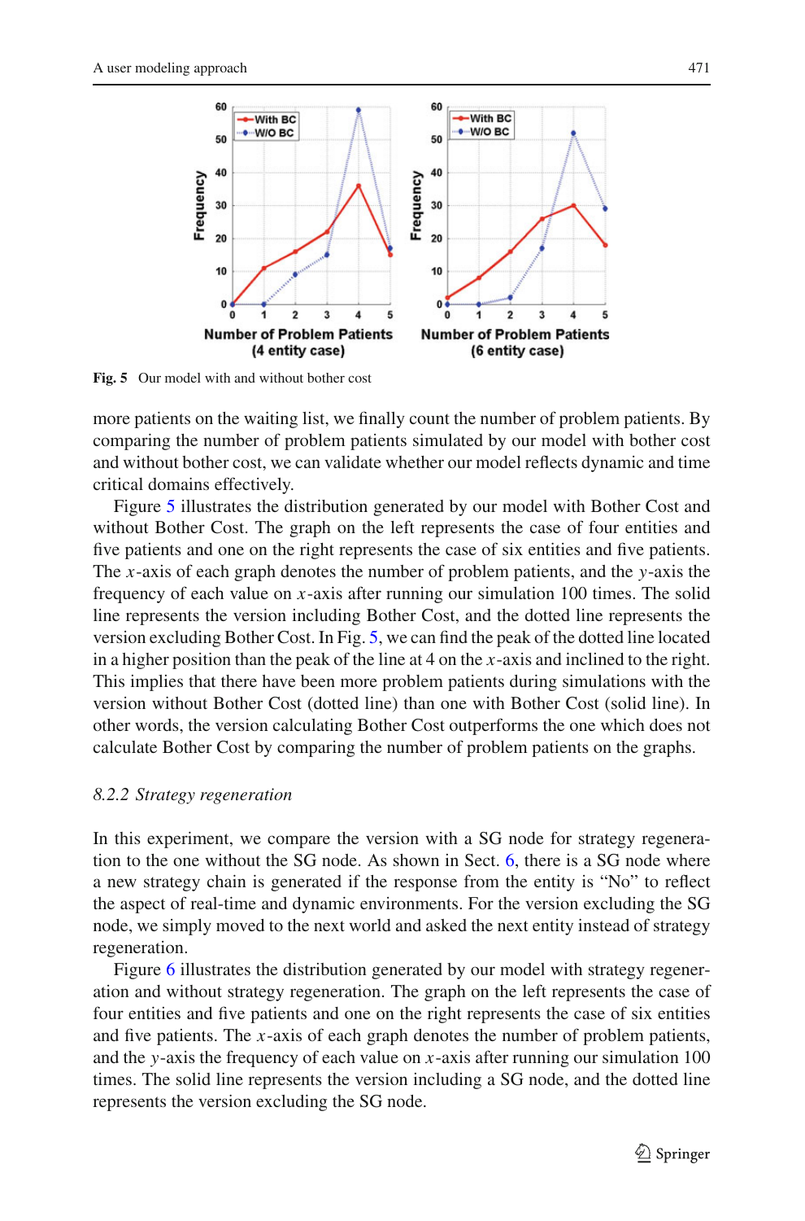Fig. 5 Our model with and without bother cost

more patients on the waiting list, we finally count the number of problem patients. By comparing the number of problem patients simulated by our model with bother cost and without bother cost, we can validate whether our model reflects dynamic and time critical domains effectively.

Figure 5 illustrates the distribution generated by our model with Bother Cost and without Bother Cost. The graph on the left represents the case of four entities and five patients and one on the right represents the case of six entities and five patients. The $x$-axis of each graph denotes the number of problem patients, and the $y$-axis the frequency of each value on $x$-axis after running our simulation 100 times. The solid line represents the version including Bother Cost, and the dotted line represents the version excluding Bother Cost. In Fig. 5, we can find the peak of the dotted line located in a higher position than the peak of the line at 4 on the $x$-axis and inclined to the right. This implies that there have been more problem patients during simulations with the version without Bother Cost (dotted line) than one with Bother Cost (solid line). In other words, the version calculating Bother Cost outperforms the one which does not calculate Bother Cost by comparing the number of problem patients on the graphs.

### *8.2.2 Strategy regeneration*

In this experiment, we compare the version with a SG node for strategy regeneration to the one without the SG node. As shown in Sect. 6, there is a SG node where a new strategy chain is generated if the response from the entity is "No" to reflect the aspect of real-time and dynamic environments. For the version excluding the SG node, we simply moved to the next world and asked the next entity instead of strategy regeneration.

Figure 6 illustrates the distribution generated by our model with strategy regeneration and without strategy regeneration. The graph on the left represents the case of four entities and five patients and one on the right represents the case of six entities and five patients. The $x$-axis of each graph denotes the number of problem patients, and the $y$-axis the frequency of each value on $x$-axis after running our simulation 100 times. The solid line represents the version including a SG node, and the dotted line represents the version excluding the SG node.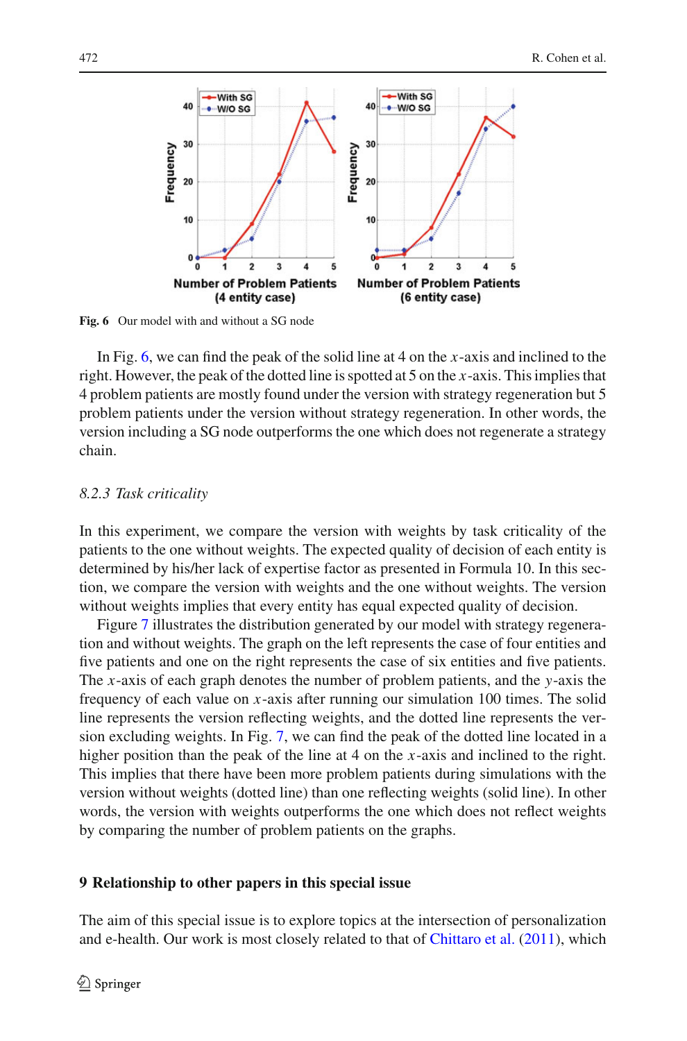Fig. 6 Our model with and without a SG node

In Fig. 6, we can find the peak of the solid line at 4 on the $x$-axis and inclined to the right. However, the peak of the dotted line is spotted at 5 on the $x$-axis. This implies that 4 problem patients are mostly found under the version with strategy regeneration but 5 problem patients under the version without strategy regeneration. In other words, the version including a SG node outperforms the one which does not regenerate a strategy chain.

### *8.2.3 Task criticality*

In this experiment, we compare the version with weights by task criticality of the patients to the one without weights. The expected quality of decision of each entity is determined by his/her lack of expertise factor as presented in Formula 10. In this section, we compare the version with weights and the one without weights. The version without weights implies that every entity has equal expected quality of decision.

Figure 7 illustrates the distribution generated by our model with strategy regeneration and without weights. The graph on the left represents the case of four entities and five patients and one on the right represents the case of six entities and five patients. The $x$-axis of each graph denotes the number of problem patients, and the $y$-axis the frequency of each value on $x$-axis after running our simulation 100 times. The solid line represents the version reflecting weights, and the dotted line represents the version excluding weights. In Fig. 7, we can find the peak of the dotted line located in a higher position than the peak of the line at 4 on the $x$-axis and inclined to the right. This implies that there have been more problem patients during simulations with the version without weights (dotted line) than one reflecting weights (solid line). In other words, the version with weights outperforms the one which does not reflect weights by comparing the number of problem patients on the graphs.

## 9 Relationship to other papers in this special issue

The aim of this special issue is to explore topics at the intersection of personalization and e-health. Our work is most closely related to that of Chittaro et al. (2011), which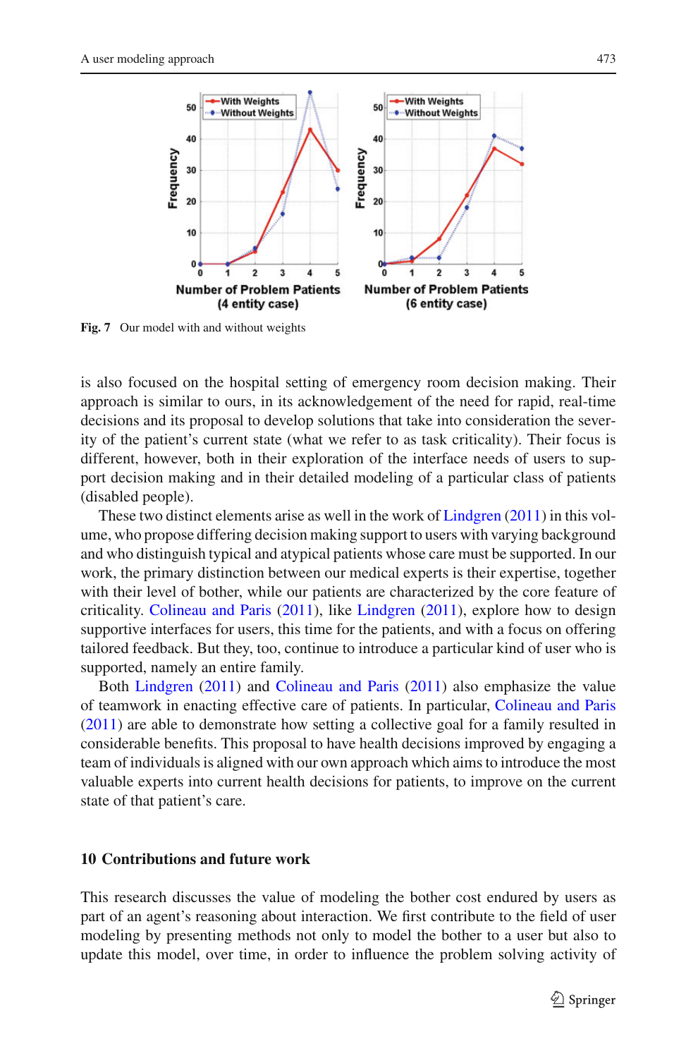Fig. 7 Our model with and without weights

is also focused on the hospital setting of emergency room decision making. Their approach is similar to ours, in its acknowledgement of the need for rapid, real-time decisions and its proposal to develop solutions that take into consideration the severity of the patient's current state (what we refer to as task criticality). Their focus is different, however, both in their exploration of the interface needs of users to support decision making and in their detailed modeling of a particular class of patients (disabled people).

These two distinct elements arise as well in the work of Lindgren (2011) in this volume, who propose differing decision making support to users with varying background and who distinguish typical and atypical patients whose care must be supported. In our work, the primary distinction between our medical experts is their expertise, together with their level of bother, while our patients are characterized by the core feature of criticality. Colineau and Paris (2011), like Lindgren (2011), explore how to design supportive interfaces for users, this time for the patients, and with a focus on offering tailored feedback. But they, too, continue to introduce a particular kind of user who is supported, namely an entire family.

Both Lindgren (2011) and Colineau and Paris (2011) also emphasize the value of teamwork in enacting effective care of patients. In particular, Colineau and Paris (2011) are able to demonstrate how setting a collective goal for a family resulted in considerable benefits. This proposal to have health decisions improved by engaging a team of individuals is aligned with our own approach which aims to introduce the most valuable experts into current health decisions for patients, to improve on the current state of that patient's care.

## 10 Contributions and future work

This research discusses the value of modeling the bother cost endured by users as part of an agent's reasoning about interaction. We first contribute to the field of user modeling by presenting methods not only to model the bother to a user but also to update this model, over time, in order to influence the problem solving activity of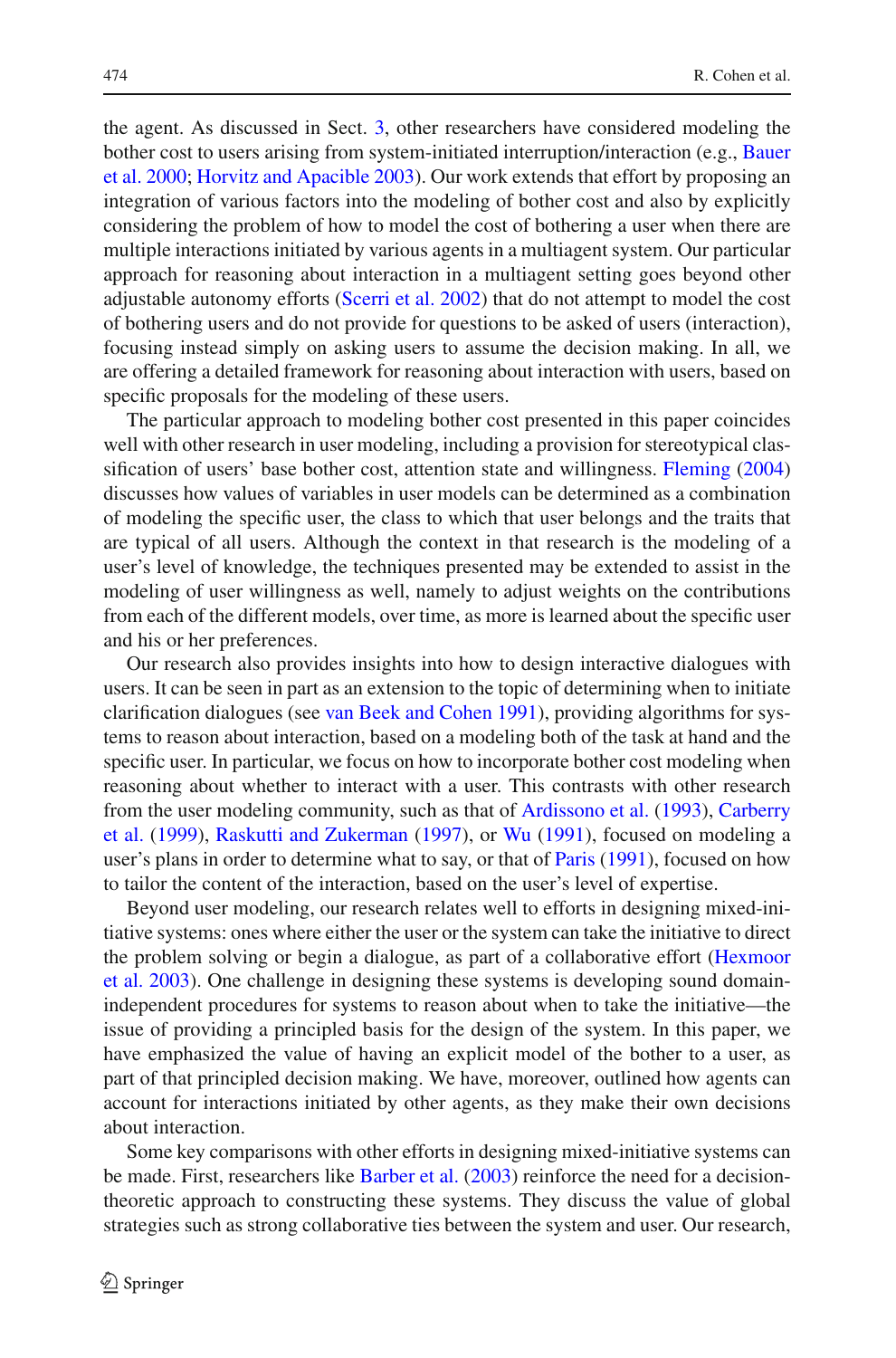the agent. As discussed in Sect. 3, other researchers have considered modeling the bother cost to users arising from system-initiated interruption/interaction (e.g., Bauer et al. 2000; Horvitz and Apacible 2003). Our work extends that effort by proposing an integration of various factors into the modeling of bother cost and also by explicitly considering the problem of how to model the cost of bothering a user when there are multiple interactions initiated by various agents in a multiagent system. Our particular approach for reasoning about interaction in a multiagent setting goes beyond other adjustable autonomy efforts (Scerri et al. 2002) that do not attempt to model the cost of bothering users and do not provide for questions to be asked of users (interaction), focusing instead simply on asking users to assume the decision making. In all, we are offering a detailed framework for reasoning about interaction with users, based on specific proposals for the modeling of these users.

The particular approach to modeling bother cost presented in this paper coincides well with other research in user modeling, including a provision for stereotypical classification of users' base bother cost, attention state and willingness. Fleming (2004) discusses how values of variables in user models can be determined as a combination of modeling the specific user, the class to which that user belongs and the traits that are typical of all users. Although the context in that research is the modeling of a user's level of knowledge, the techniques presented may be extended to assist in the modeling of user willingness as well, namely to adjust weights on the contributions from each of the different models, over time, as more is learned about the specific user and his or her preferences.

Our research also provides insights into how to design interactive dialogues with users. It can be seen in part as an extension to the topic of determining when to initiate clarification dialogues (see van Beek and Cohen 1991), providing algorithms for systems to reason about interaction, based on a modeling both of the task at hand and the specific user. In particular, we focus on how to incorporate bother cost modeling when reasoning about whether to interact with a user. This contrasts with other research from the user modeling community, such as that of Ardissono et al. (1993), Carberry et al. (1999), Raskutti and Zukerman (1997), or Wu (1991), focused on modeling a user's plans in order to determine what to say, or that of Paris (1991), focused on how to tailor the content of the interaction, based on the user's level of expertise.

Beyond user modeling, our research relates well to efforts in designing mixed-initiative systems: ones where either the user or the system can take the initiative to direct the problem solving or begin a dialogue, as part of a collaborative effort (Hexmoor et al. 2003). One challenge in designing these systems is developing sound domain-independent procedures for systems to reason about when to take the initiative—the issue of providing a principled basis for the design of the system. In this paper, we have emphasized the value of having an explicit model of the bother to a user, as part of that principled decision making. We have, moreover, outlined how agents can account for interactions initiated by other agents, as they make their own decisions about interaction.

Some key comparisons with other efforts in designing mixed-initiative systems can be made. First, researchers like Barber et al. (2003) reinforce the need for a decision-theoretic approach to constructing these systems. They discuss the value of global strategies such as strong collaborative ties between the system and user. Our research,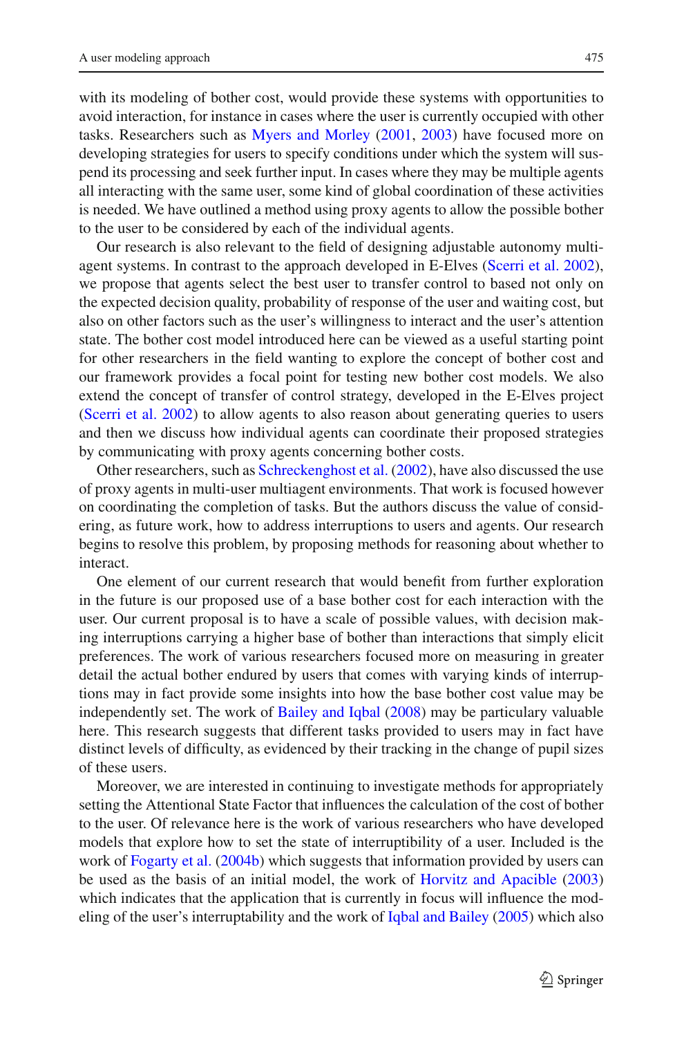with its modeling of bother cost, would provide these systems with opportunities to avoid interaction, for instance in cases where the user is currently occupied with other tasks. Researchers such as Myers and Morley (2001, 2003) have focused more on developing strategies for users to specify conditions under which the system will suspend its processing and seek further input. In cases where they may be multiple agents all interacting with the same user, some kind of global coordination of these activities is needed. We have outlined a method using proxy agents to allow the possible bother to the user to be considered by each of the individual agents.

Our research is also relevant to the field of designing adjustable autonomy multi-agent systems. In contrast to the approach developed in E-Elves (Scerri et al. 2002), we propose that agents select the best user to transfer control to based not only on the expected decision quality, probability of response of the user and waiting cost, but also on other factors such as the user's willingness to interact and the user's attention state. The bother cost model introduced here can be viewed as a useful starting point for other researchers in the field wanting to explore the concept of bother cost and our framework provides a focal point for testing new bother cost models. We also extend the concept of transfer of control strategy, developed in the E-Elves project (Scerri et al. 2002) to allow agents to also reason about generating queries to users and then we discuss how individual agents can coordinate their proposed strategies by communicating with proxy agents concerning bother costs.

Other researchers, such as Schreckenghost et al. (2002), have also discussed the use of proxy agents in multi-user multiagent environments. That work is focused however on coordinating the completion of tasks. But the authors discuss the value of considering, as future work, how to address interruptions to users and agents. Our research begins to resolve this problem, by proposing methods for reasoning about whether to interact.

One element of our current research that would benefit from further exploration in the future is our proposed use of a base bother cost for each interaction with the user. Our current proposal is to have a scale of possible values, with decision making interruptions carrying a higher base of bother than interactions that simply elicit preferences. The work of various researchers focused more on measuring in greater detail the actual bother endured by users that comes with varying kinds of interruptions may in fact provide some insights into how the base bother cost value may be independently set. The work of Bailey and Iqbal (2008) may be particulary valuable here. This research suggests that different tasks provided to users may in fact have distinct levels of difficulty, as evidenced by their tracking in the change of pupil sizes of these users.

Moreover, we are interested in continuing to investigate methods for appropriately setting the Attentional State Factor that influences the calculation of the cost of bother to the user. Of relevance here is the work of various researchers who have developed models that explore how to set the state of interruptibility of a user. Included is the work of Fogarty et al. (2004b) which suggests that information provided by users can be used as the basis of an initial model, the work of Horvitz and Apacible (2003) which indicates that the application that is currently in focus will influence the modeling of the user's interruptability and the work of Iqbal and Bailey (2005) which also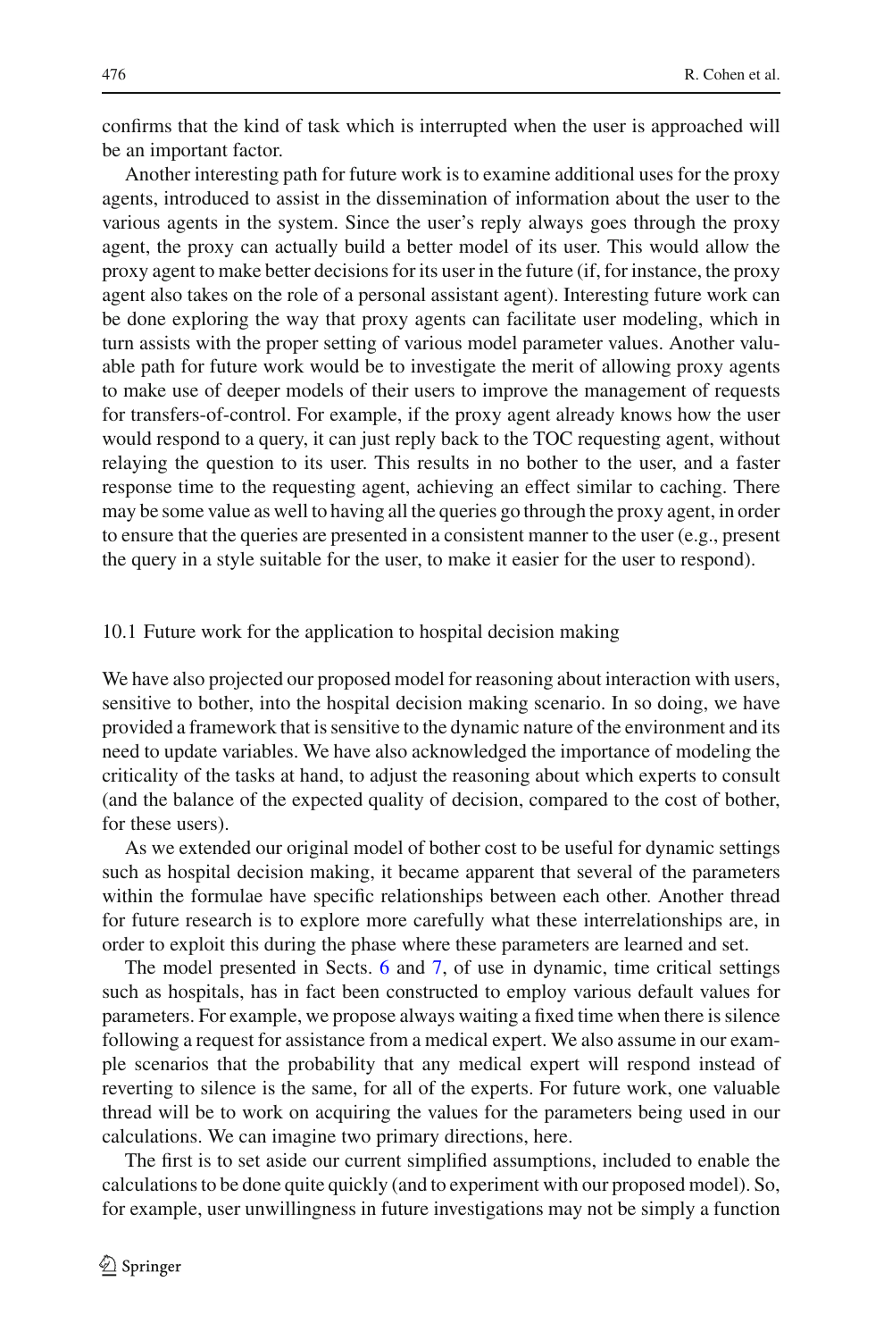confirms that the kind of task which is interrupted when the user is approached will be an important factor.

Another interesting path for future work is to examine additional uses for the proxy agents, introduced to assist in the dissemination of information about the user to the various agents in the system. Since the user's reply always goes through the proxy agent, the proxy can actually build a better model of its user. This would allow the proxy agent to make better decisions for its user in the future (if, for instance, the proxy agent also takes on the role of a personal assistant agent). Interesting future work can be done exploring the way that proxy agents can facilitate user modeling, which in turn assists with the proper setting of various model parameter values. Another valuable path for future work would be to investigate the merit of allowing proxy agents to make use of deeper models of their users to improve the management of requests for transfers-of-control. For example, if the proxy agent already knows how the user would respond to a query, it can just reply back to the TOC requesting agent, without relaying the question to its user. This results in no bother to the user, and a faster response time to the requesting agent, achieving an effect similar to caching. There may be some value as well to having all the queries go through the proxy agent, in order to ensure that the queries are presented in a consistent manner to the user (e.g., present the query in a style suitable for the user, to make it easier for the user to respond).

### 10.1 Future work for the application to hospital decision making

We have also projected our proposed model for reasoning about interaction with users, sensitive to bother, into the hospital decision making scenario. In so doing, we have provided a framework that is sensitive to the dynamic nature of the environment and its need to update variables. We have also acknowledged the importance of modeling the criticality of the tasks at hand, to adjust the reasoning about which experts to consult (and the balance of the expected quality of decision, compared to the cost of bother, for these users).

As we extended our original model of bother cost to be useful for dynamic settings such as hospital decision making, it became apparent that several of the parameters within the formulae have specific relationships between each other. Another thread for future research is to explore more carefully what these interrelationships are, in order to exploit this during the phase where these parameters are learned and set.

The model presented in Sects. 6 and 7, of use in dynamic, time critical settings such as hospitals, has in fact been constructed to employ various default values for parameters. For example, we propose always waiting a fixed time when there is silence following a request for assistance from a medical expert. We also assume in our example scenarios that the probability that any medical expert will respond instead of reverting to silence is the same, for all of the experts. For future work, one valuable thread will be to work on acquiring the values for the parameters being used in our calculations. We can imagine two primary directions, here.

The first is to set aside our current simplified assumptions, included to enable the calculations to be done quite quickly (and to experiment with our proposed model). So, for example, user unwillingness in future investigations may not be simply a function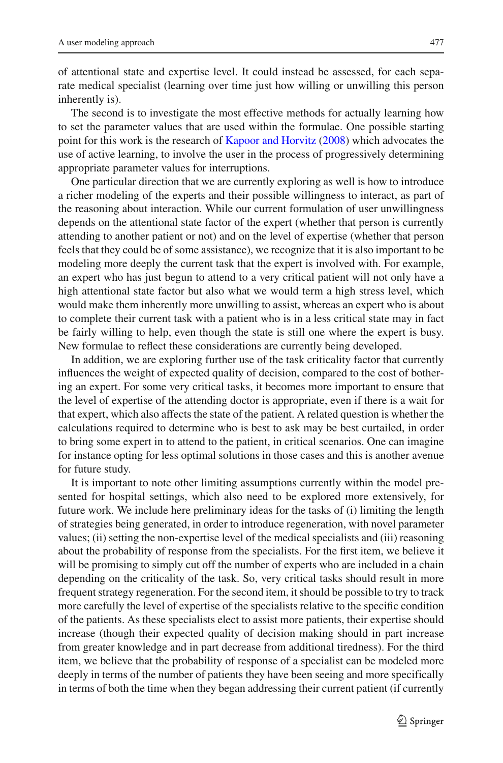of attentional state and expertise level. It could instead be assessed, for each separate medical specialist (learning over time just how willing or unwilling this person inherently is).

The second is to investigate the most effective methods for actually learning how to set the parameter values that are used within the formulae. One possible starting point for this work is the research of Kapoor and Horvitz (2008) which advocates the use of active learning, to involve the user in the process of progressively determining appropriate parameter values for interruptions.

One particular direction that we are currently exploring as well is how to introduce a richer modeling of the experts and their possible willingness to interact, as part of the reasoning about interaction. While our current formulation of user unwillingness depends on the attentional state factor of the expert (whether that person is currently attending to another patient or not) and on the level of expertise (whether that person feels that they could be of some assistance), we recognize that it is also important to be modeling more deeply the current task that the expert is involved with. For example, an expert who has just begun to attend to a very critical patient will not only have a high attentional state factor but also what we would term a high stress level, which would make them inherently more unwilling to assist, whereas an expert who is about to complete their current task with a patient who is in a less critical state may in fact be fairly willing to help, even though the state is still one where the expert is busy. New formulae to reflect these considerations are currently being developed.

In addition, we are exploring further use of the task criticality factor that currently influences the weight of expected quality of decision, compared to the cost of bothering an expert. For some very critical tasks, it becomes more important to ensure that the level of expertise of the attending doctor is appropriate, even if there is a wait for that expert, which also affects the state of the patient. A related question is whether the calculations required to determine who is best to ask may be best curtailed, in order to bring some expert in to attend to the patient, in critical scenarios. One can imagine for instance opting for less optimal solutions in those cases and this is another avenue for future study.

It is important to note other limiting assumptions currently within the model presented for hospital settings, which also need to be explored more extensively, for future work. We include here preliminary ideas for the tasks of (i) limiting the length of strategies being generated, in order to introduce regeneration, with novel parameter values; (ii) setting the non-expertise level of the medical specialists and (iii) reasoning about the probability of response from the specialists. For the first item, we believe it will be promising to simply cut off the number of experts who are included in a chain depending on the criticality of the task. So, very critical tasks should result in more frequent strategy regeneration. For the second item, it should be possible to try to track more carefully the level of expertise of the specialists relative to the specific condition of the patients. As these specialists elect to assist more patients, their expertise should increase (though their expected quality of decision making should in part increase from greater knowledge and in part decrease from additional tiredness). For the third item, we believe that the probability of response of a specialist can be modeled more deeply in terms of the number of patients they have been seeing and more specifically in terms of both the time when they began addressing their current patient (if currently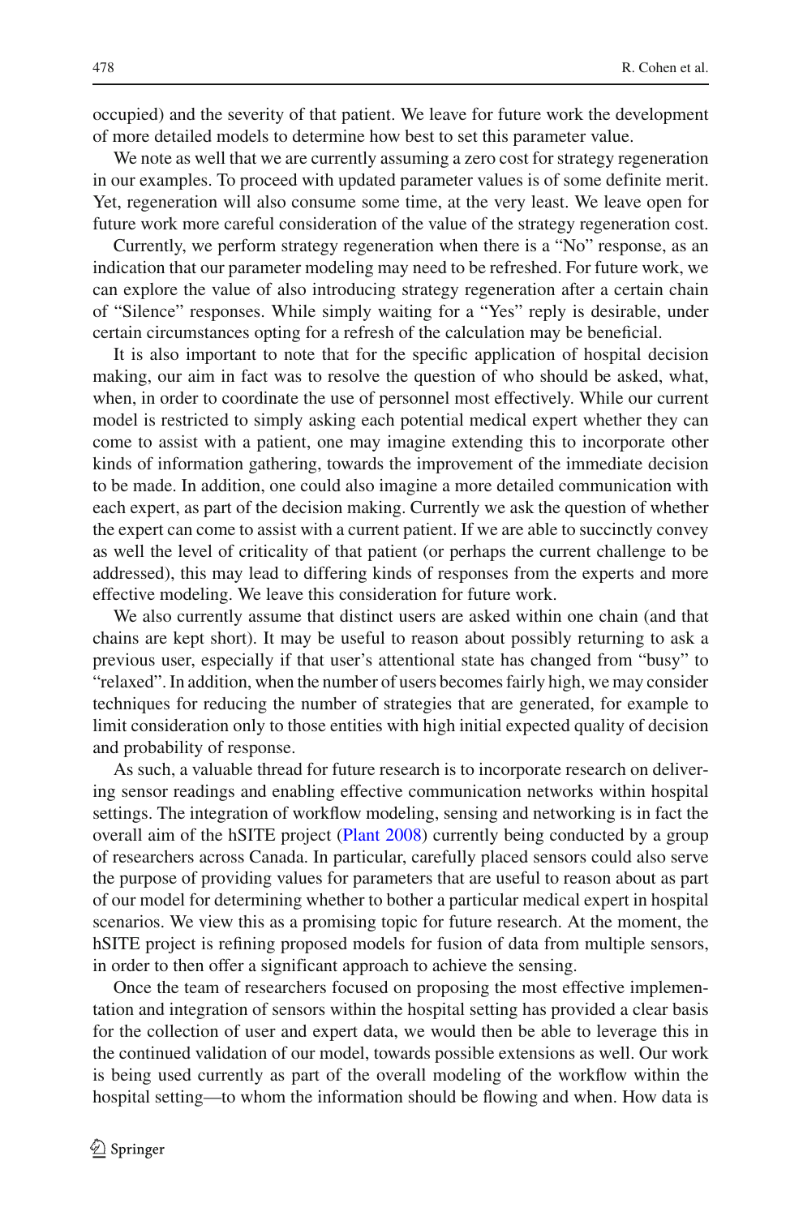occupied) and the severity of that patient. We leave for future work the development of more detailed models to determine how best to set this parameter value.

We note as well that we are currently assuming a zero cost for strategy regeneration in our examples. To proceed with updated parameter values is of some definite merit. Yet, regeneration will also consume some time, at the very least. We leave open for future work more careful consideration of the value of the strategy regeneration cost.

Currently, we perform strategy regeneration when there is a "No" response, as an indication that our parameter modeling may need to be refreshed. For future work, we can explore the value of also introducing strategy regeneration after a certain chain of "Silence" responses. While simply waiting for a "Yes" reply is desirable, under certain circumstances opting for a refresh of the calculation may be beneficial.

It is also important to note that for the specific application of hospital decision making, our aim in fact was to resolve the question of who should be asked, what, when, in order to coordinate the use of personnel most effectively. While our current model is restricted to simply asking each potential medical expert whether they can come to assist with a patient, one may imagine extending this to incorporate other kinds of information gathering, towards the improvement of the immediate decision to be made. In addition, one could also imagine a more detailed communication with each expert, as part of the decision making. Currently we ask the question of whether the expert can come to assist with a current patient. If we are able to succinctly convey as well the level of criticality of that patient (or perhaps the current challenge to be addressed), this may lead to differing kinds of responses from the experts and more effective modeling. We leave this consideration for future work.

We also currently assume that distinct users are asked within one chain (and that chains are kept short). It may be useful to reason about possibly returning to ask a previous user, especially if that user's attentional state has changed from "busy" to "relaxed". In addition, when the number of users becomes fairly high, we may consider techniques for reducing the number of strategies that are generated, for example to limit consideration only to those entities with high initial expected quality of decision and probability of response.

As such, a valuable thread for future research is to incorporate research on delivering sensor readings and enabling effective communication networks within hospital settings. The integration of workflow modeling, sensing and networking is in fact the overall aim of the hSITE project (Plant 2008) currently being conducted by a group of researchers across Canada. In particular, carefully placed sensors could also serve the purpose of providing values for parameters that are useful to reason about as part of our model for determining whether to bother a particular medical expert in hospital scenarios. We view this as a promising topic for future research. At the moment, the hSITE project is refining proposed models for fusion of data from multiple sensors, in order to then offer a significant approach to achieve the sensing.

Once the team of researchers focused on proposing the most effective implementation and integration of sensors within the hospital setting has provided a clear basis for the collection of user and expert data, we would then be able to leverage this in the continued validation of our model, towards possible extensions as well. Our work is being used currently as part of the overall modeling of the workflow within the hospital setting—to whom the information should be flowing and when. How data is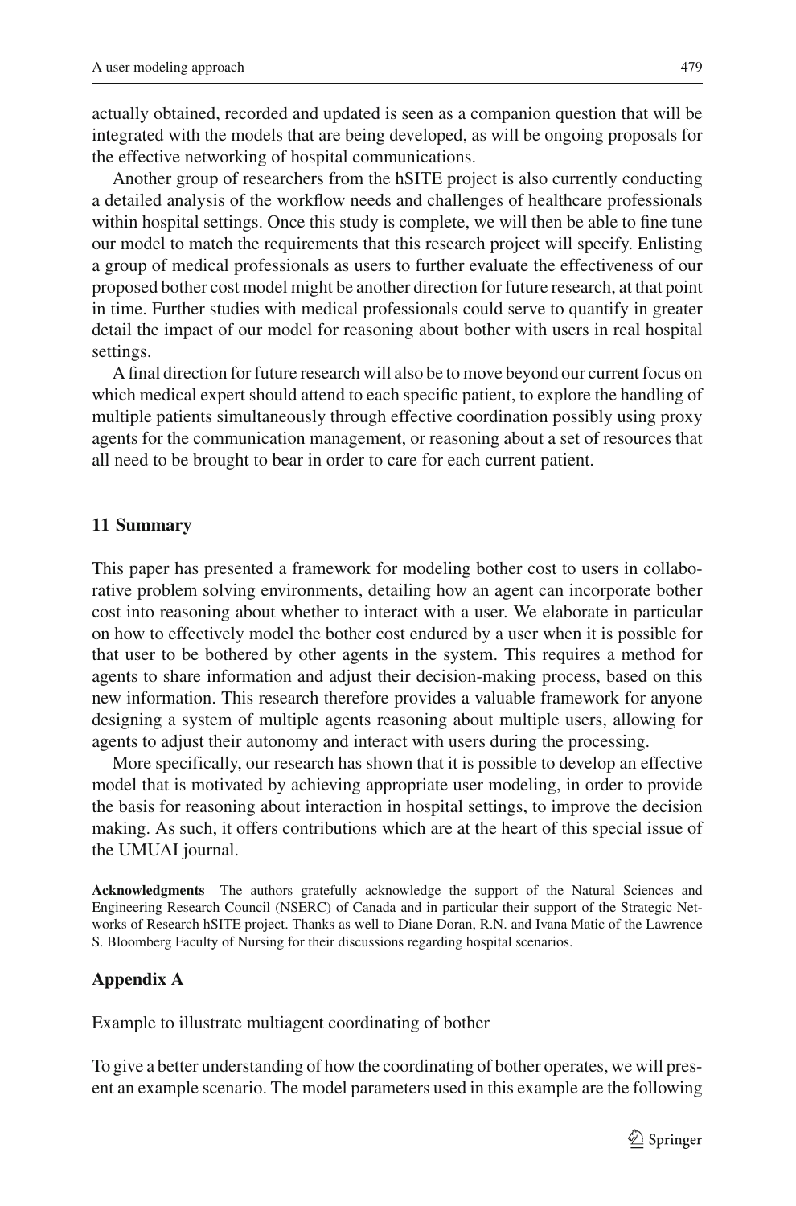actually obtained, recorded and updated is seen as a companion question that will be integrated with the models that are being developed, as will be ongoing proposals for the effective networking of hospital communications.

Another group of researchers from the hSITE project is also currently conducting a detailed analysis of the workflow needs and challenges of healthcare professionals within hospital settings. Once this study is complete, we will then be able to fine tune our model to match the requirements that this research project will specify. Enlisting a group of medical professionals as users to further evaluate the effectiveness of our proposed bother cost model might be another direction for future research, at that point in time. Further studies with medical professionals could serve to quantify in greater detail the impact of our model for reasoning about bother with users in real hospital settings.

A final direction for future research will also be to move beyond our current focus on which medical expert should attend to each specific patient, to explore the handling of multiple patients simultaneously through effective coordination possibly using proxy agents for the communication management, or reasoning about a set of resources that all need to be brought to bear in order to care for each current patient.

## 11 Summary

This paper has presented a framework for modeling bother cost to users in collaborative problem solving environments, detailing how an agent can incorporate bother cost into reasoning about whether to interact with a user. We elaborate in particular on how to effectively model the bother cost endured by a user when it is possible for that user to be bothered by other agents in the system. This requires a method for agents to share information and adjust their decision-making process, based on this new information. This research therefore provides a valuable framework for anyone designing a system of multiple agents reasoning about multiple users, allowing for agents to adjust their autonomy and interact with users during the processing.

More specifically, our research has shown that it is possible to develop an effective model that is motivated by achieving appropriate user modeling, in order to provide the basis for reasoning about interaction in hospital settings, to improve the decision making. As such, it offers contributions which are at the heart of this special issue of the UMUAI journal.

**Acknowledgments** The authors gratefully acknowledge the support of the Natural Sciences and Engineering Research Council (NSERC) of Canada and in particular their support of the Strategic Networks of Research hSITE project. Thanks as well to Diane Doran, R.N. and Ivana Matic of the Lawrence S. Bloomberg Faculty of Nursing for their discussions regarding hospital scenarios.

## Appendix A

Example to illustrate multiagent coordinating of bother

To give a better understanding of how the coordinating of bother operates, we will present an example scenario. The model parameters used in this example are the following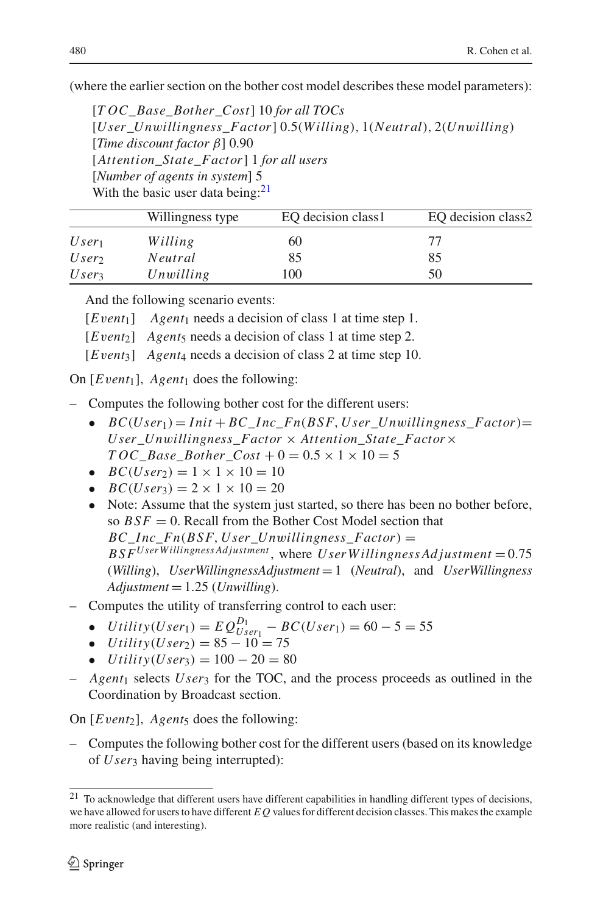(where the earlier section on the bother cost model describes these model parameters):

[$TOC\_Base\_Bother\_Cost$] 10 *for all TOCs*
[$User\_Unwillingness\_Factor$] $0.5(Willing)$, $1(Neutral)$, $2(Unwilling)$
[*Time discount factor* $\beta$] 0.90
[$Attention\_State\_Factor$] 1 *for all users*
[*Number of agents in system*] 5
With the basic user data being:[21]

| | Willingness type | EQ decision class1 | EQ decision class2 |
|---|---|---|---|
| $User_1$ | *Willing* | 60 | 77 |
| $User_2$ | *Neutral* | 85 | 85 |
| $User_3$ | *Unwilling* | 100 | 50 |

And the following scenario events:

[$Event_1$] $Agent_1$ needs a decision of class 1 at time step 1.
[$Event_2$] $Agent_5$ needs a decision of class 1 at time step 2.
[$Event_3$] $Agent_4$ needs a decision of class 2 at time step 10.

On [$Event_1$], $Agent_1$ does the following:

- Computes the following bother cost for the different users:
  - $BC(User_1) = Init + BC\_Inc\_Fn(BSF, User\_Unwillingness\_Factor) = User\_Unwillingness\_Factor \times Attention\_State\_Factor \times TOC\_Base\_Bother\_Cost + 0 = 0.5 \times 1 \times 10 = 5$
  - $BC(User_2) = 1 \times 1 \times 10 = 10$
  - $BC(User_3) = 2 \times 1 \times 10 = 20$
  - Note: Assume that the system just started, so there has been no bother before, so $BSF = 0$. Recall from the Bother Cost Model section that $BC\_Inc\_Fn(BSF, User\_Unwillingness\_Factor) = BSF^{UserWillingnessAdjustment}$, where $UserWillingnessAdjustment = 0.75$ (*Willing*), $UserWillingnessAdjustment = 1$ (*Neutral*), and $UserWillingness Adjustment = 1.25$ (*Unwilling*).
- Computes the utility of transferring control to each user:
  - $Utility(User_1) = EQ^{D_1}_{User_1} - BC(User_1) = 60 - 5 = 55$
  - $Utility(User_2) = 85 - 10 = 75$
  - $Utility(User_3) = 100 - 20 = 80$
- $Agent_1$ selects $User_3$ for the TOC, and the process proceeds as outlined in the Coordination by Broadcast section.

On [$Event_2$], $Agent_5$ does the following:

- Computes the following bother cost for the different users (based on its knowledge of $User_3$ having being interrupted):

[21] To acknowledge that different users have different capabilities in handling different types of decisions, we have allowed for users to have different $EQ$ values for different decision classes. This makes the example more realistic (and interesting).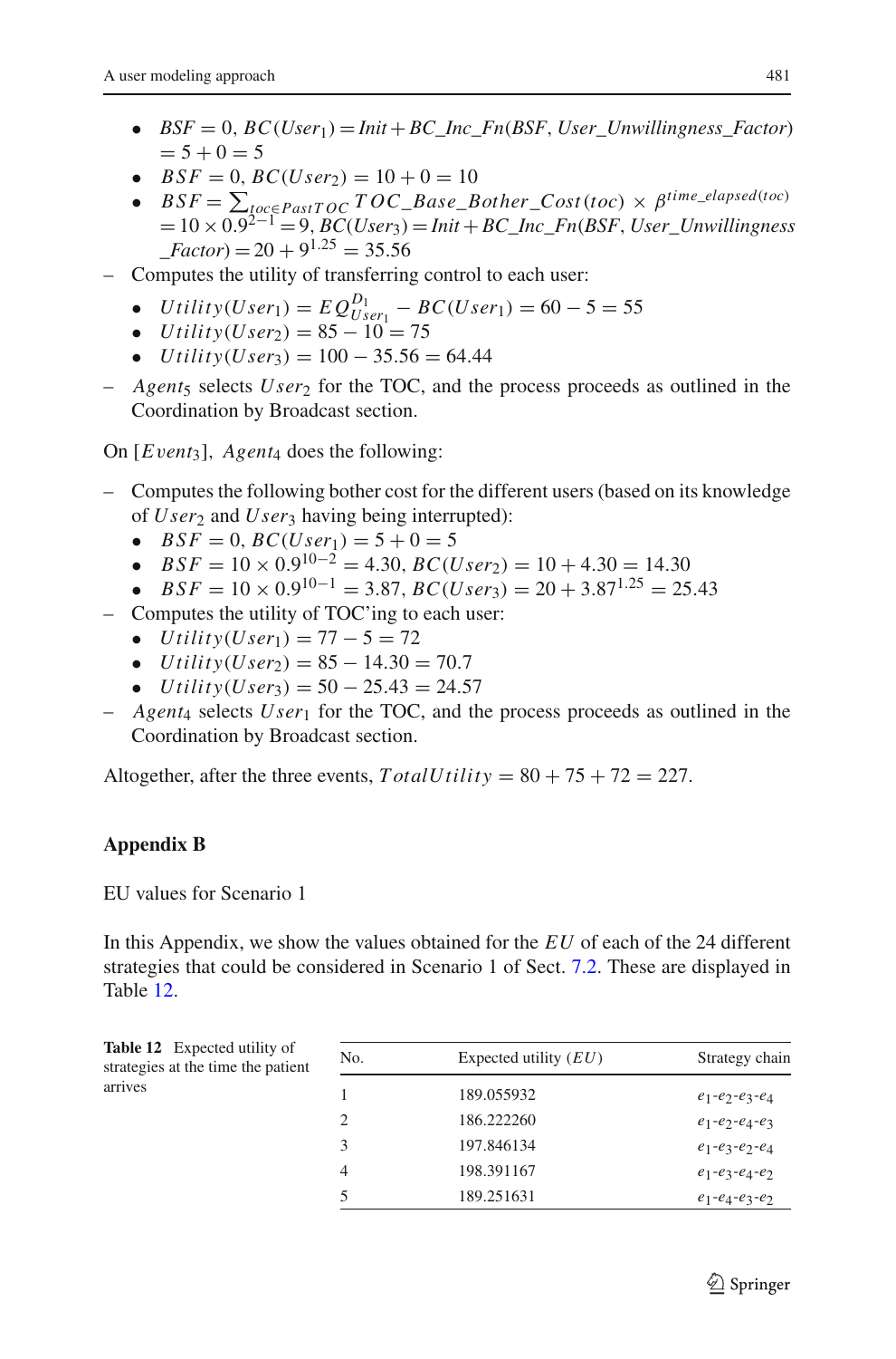- $BSF = 0$, $BC(User_1) = Init + BC\_Inc\_Fn(BSF, User\_Unwillingness\_Factor) = 5 + 0 = 5$
- $BSF = 0$, $BC(User_2) = 10 + 0 = 10$
- $BSF = \sum_{toc \in PastTOC} TOC\_Base\_Bother\_Cost(toc) \times \beta^{time\_elapsed(toc)} = 10 \times 0.9^{2-1} = 9$, $BC(User_3) = Init + BC\_Inc\_Fn(BSF, User\_Unwillingness\_Factor) = 20 + 9^{1.25} = 35.56$

– Computes the utility of transferring control to each user:

- $Utility(User_1) = EQ^{D_1}_{User_1} - BC(User_1) = 60 - 5 = 55$
- $Utility(User_2) = 85 - 10 = 75$
- $Utility(User_3) = 100 - 35.56 = 64.44$

– $Agent_5$ selects $User_2$ for the TOC, and the process proceeds as outlined in the Coordination by Broadcast section.

On [$Event_3$], $Agent_4$ does the following:

– Computes the following bother cost for the different users (based on its knowledge of $User_2$ and $User_3$ having being interrupted):

- $BSF = 0$, $BC(User_1) = 5 + 0 = 5$
- $BSF = 10 \times 0.9^{10-2} = 4.30$, $BC(User_2) = 10 + 4.30 = 14.30$
- $BSF = 10 \times 0.9^{10-1} = 3.87$, $BC(User_3) = 20 + 3.87^{1.25} = 25.43$

– Computes the utility of TOC'ing to each user:

- $Utility(User_1) = 77 - 5 = 72$
- $Utility(User_2) = 85 - 14.30 = 70.7$
- $Utility(User_3) = 50 - 25.43 = 24.57$

– $Agent_4$ selects $User_1$ for the TOC, and the process proceeds as outlined in the Coordination by Broadcast section.

Altogether, after the three events, $TotalUtility = 80 + 75 + 72 = 227$.

## Appendix B

EU values for Scenario 1

In this Appendix, we show the values obtained for the $EU$ of each of the 24 different strategies that could be considered in Scenario 1 of Sect. 7.2. These are displayed in Table 12.

**Table 12** Expected utility of strategies at the time the patient arrives

| No. | Expected utility ($EU$) | Strategy chain |
|---|---|---|
| 1 | 189.055932 | $e_1$-$e_2$-$e_3$-$e_4$ |
| 2 | 186.222260 | $e_1$-$e_2$-$e_4$-$e_3$ |
| 3 | 197.846134 | $e_1$-$e_3$-$e_2$-$e_4$ |
| 4 | 198.391167 | $e_1$-$e_3$-$e_4$-$e_2$ |
| 5 | 189.251631 | $e_1$-$e_4$-$e_3$-$e_2$ |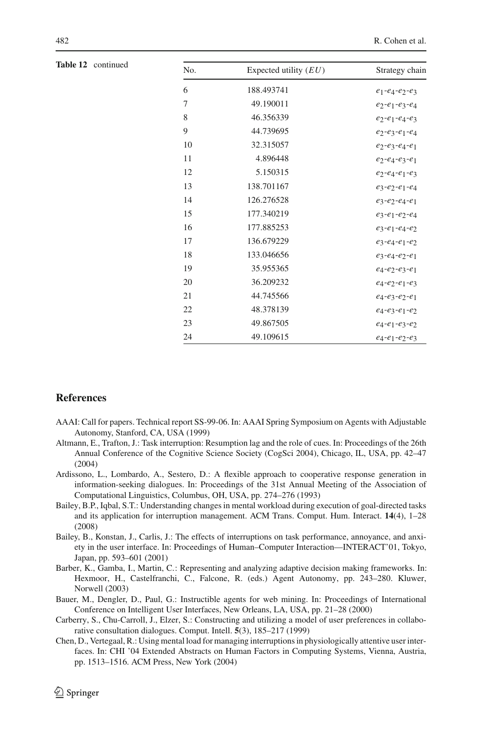**Table 12** continued

| No. | Expected utility ($EU$) | Strategy chain |
|---|---|---|
| 6 | 188.493741 | $e_1$-$e_4$-$e_2$-$e_3$ |
| 7 | 49.190011 | $e_2$-$e_1$-$e_3$-$e_4$ |
| 8 | 46.356339 | $e_2$-$e_1$-$e_4$-$e_3$ |
| 9 | 44.739695 | $e_2$-$e_3$-$e_1$-$e_4$ |
| 10 | 32.315057 | $e_2$-$e_3$-$e_4$-$e_1$ |
| 11 | 4.896448 | $e_2$-$e_4$-$e_3$-$e_1$ |
| 12 | 5.150315 | $e_2$-$e_4$-$e_1$-$e_3$ |
| 13 | 138.701167 | $e_3$-$e_2$-$e_1$-$e_4$ |
| 14 | 126.276528 | $e_3$-$e_2$-$e_4$-$e_1$ |
| 15 | 177.340219 | $e_3$-$e_1$-$e_2$-$e_4$ |
| 16 | 177.885253 | $e_3$-$e_1$-$e_4$-$e_2$ |
| 17 | 136.679229 | $e_3$-$e_4$-$e_1$-$e_2$ |
| 18 | 133.046656 | $e_3$-$e_4$-$e_2$-$e_1$ |
| 19 | 35.955365 | $e_4$-$e_2$-$e_3$-$e_1$ |
| 20 | 36.209232 | $e_4$-$e_2$-$e_1$-$e_3$ |
| 21 | 44.745566 | $e_4$-$e_3$-$e_2$-$e_1$ |
| 22 | 48.378139 | $e_4$-$e_3$-$e_1$-$e_2$ |
| 23 | 49.867505 | $e_4$-$e_1$-$e_3$-$e_2$ |
| 24 | 49.109615 | $e_4$-$e_1$-$e_2$-$e_3$ |

## References

AAAI: Call for papers. Technical report SS-99-06. In: AAAI Spring Symposium on Agents with Adjustable Autonomy, Stanford, CA, USA (1999)

Altmann, E., Trafton, J.: Task interruption: Resumption lag and the role of cues. In: Proceedings of the 26th Annual Conference of the Cognitive Science Society (CogSci 2004), Chicago, IL, USA, pp. 42–47 (2004)

Ardissono, L., Lombardo, A., Sestero, D.: A flexible approach to cooperative response generation in information-seeking dialogues. In: Proceedings of the 31st Annual Meeting of the Association of Computational Linguistics, Columbus, OH, USA, pp. 274–276 (1993)

Bailey, B.P., Iqbal, S.T.: Understanding changes in mental workload during execution of goal-directed tasks and its application for interruption management. ACM Trans. Comput. Hum. Interact. **14**(4), 1–28 (2008)

Bailey, B., Konstan, J., Carlis, J.: The effects of interruptions on task performance, annoyance, and anxiety in the user interface. In: Proceedings of Human–Computer Interaction—INTERACT'01, Tokyo, Japan, pp. 593–601 (2001)

Barber, K., Gamba, I., Martin, C.: Representing and analyzing adaptive decision making frameworks. In: Hexmoor, H., Castelfranchi, C., Falcone, R. (eds.) Agent Autonomy, pp. 243–280. Kluwer, Norwell (2003)

Bauer, M., Dengler, D., Paul, G.: Instructible agents for web mining. In: Proceedings of International Conference on Intelligent User Interfaces, New Orleans, LA, USA, pp. 21–28 (2000)

Carberry, S., Chu-Carroll, J., Elzer, S.: Constructing and utilizing a model of user preferences in collaborative consultation dialogues. Comput. Intell. **5**(3), 185–217 (1999)

Chen, D., Vertegaal, R.: Using mental load for managing interruptions in physiologically attentive user interfaces. In: CHI '04 Extended Abstracts on Human Factors in Computing Systems, Vienna, Austria, pp. 1513–1516. ACM Press, New York (2004)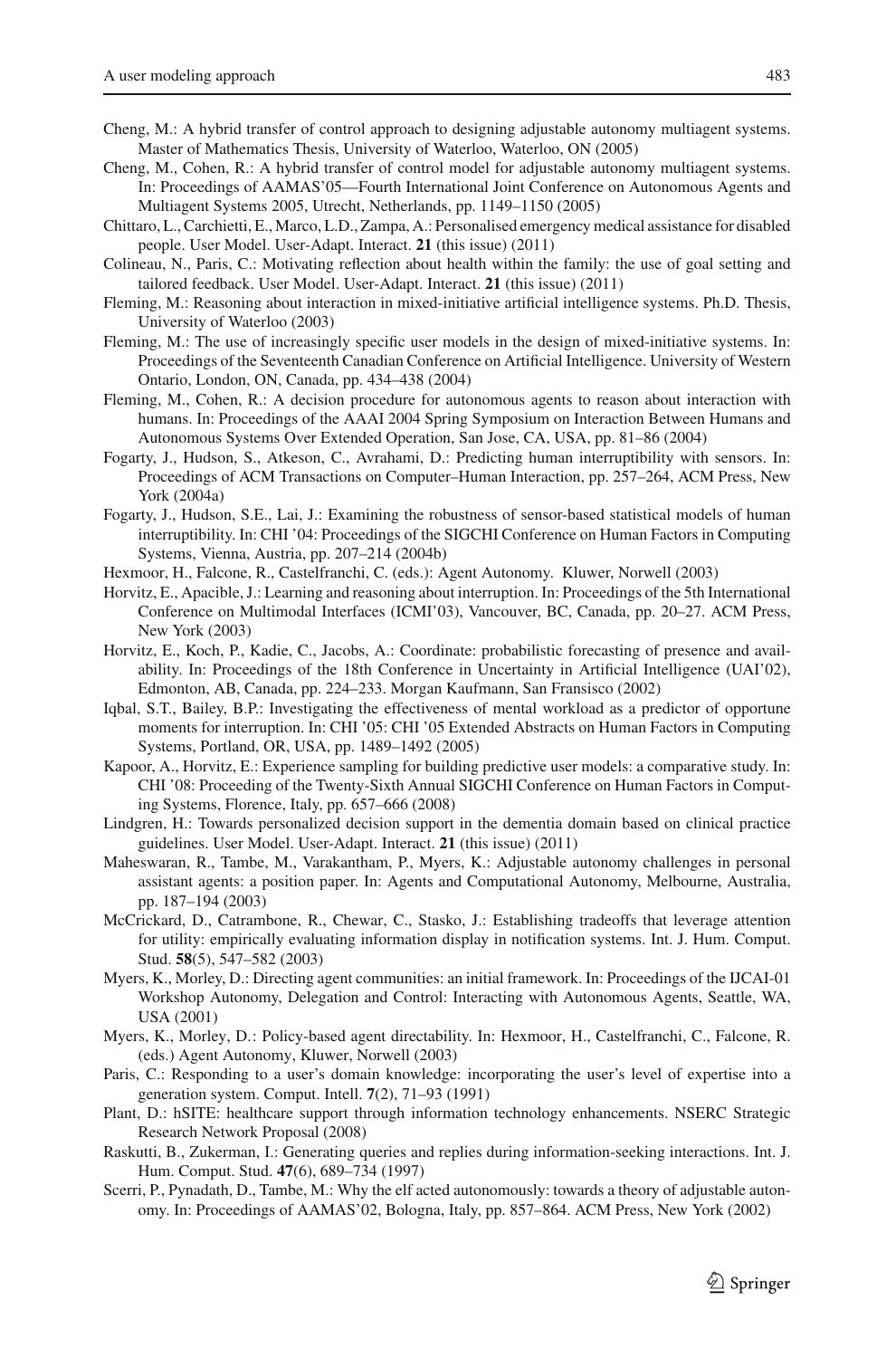Cheng, M.: A hybrid transfer of control approach to designing adjustable autonomy multiagent systems. Master of Mathematics Thesis, University of Waterloo, Waterloo, ON (2005)

Cheng, M., Cohen, R.: A hybrid transfer of control model for adjustable autonomy multiagent systems. In: Proceedings of AAMAS'05—Fourth International Joint Conference on Autonomous Agents and Multiagent Systems 2005, Utrecht, Netherlands, pp. 1149–1150 (2005)

Chittaro, L., Carchietti, E., Marco, L.D., Zampa, A.: Personalised emergency medical assistance for disabled people. User Model. User-Adapt. Interact. **21** (this issue) (2011)

Colineau, N., Paris, C.: Motivating reflection about health within the family: the use of goal setting and tailored feedback. User Model. User-Adapt. Interact. **21** (this issue) (2011)

Fleming, M.: Reasoning about interaction in mixed-initiative artificial intelligence systems. Ph.D. Thesis, University of Waterloo (2003)

Fleming, M.: The use of increasingly specific user models in the design of mixed-initiative systems. In: Proceedings of the Seventeenth Canadian Conference on Artificial Intelligence. University of Western Ontario, London, ON, Canada, pp. 434–438 (2004)

Fleming, M., Cohen, R.: A decision procedure for autonomous agents to reason about interaction with humans. In: Proceedings of the AAAI 2004 Spring Symposium on Interaction Between Humans and Autonomous Systems Over Extended Operation, San Jose, CA, USA, pp. 81–86 (2004)

Fogarty, J., Hudson, S., Atkeson, C., Avrahami, D.: Predicting human interruptibility with sensors. In: Proceedings of ACM Transactions on Computer–Human Interaction, pp. 257–264, ACM Press, New York (2004a)

Fogarty, J., Hudson, S.E., Lai, J.: Examining the robustness of sensor-based statistical models of human interruptibility. In: CHI '04: Proceedings of the SIGCHI Conference on Human Factors in Computing Systems, Vienna, Austria, pp. 207–214 (2004b)

Hexmoor, H., Falcone, R., Castelfranchi, C. (eds.): Agent Autonomy. Kluwer, Norwell (2003)

Horvitz, E., Apacible, J.: Learning and reasoning about interruption. In: Proceedings of the 5th International Conference on Multimodal Interfaces (ICMI'03), Vancouver, BC, Canada, pp. 20–27. ACM Press, New York (2003)

Horvitz, E., Koch, P., Kadie, C., Jacobs, A.: Coordinate: probabilistic forecasting of presence and availability. In: Proceedings of the 18th Conference in Uncertainty in Artificial Intelligence (UAI'02), Edmonton, AB, Canada, pp. 224–233. Morgan Kaufmann, San Fransisco (2002)

Iqbal, S.T., Bailey, B.P.: Investigating the effectiveness of mental workload as a predictor of opportune moments for interruption. In: CHI '05: CHI '05 Extended Abstracts on Human Factors in Computing Systems, Portland, OR, USA, pp. 1489–1492 (2005)

Kapoor, A., Horvitz, E.: Experience sampling for building predictive user models: a comparative study. In: CHI '08: Proceeding of the Twenty-Sixth Annual SIGCHI Conference on Human Factors in Computing Systems, Florence, Italy, pp. 657–666 (2008)

Lindgren, H.: Towards personalized decision support in the dementia domain based on clinical practice guidelines. User Model. User-Adapt. Interact. **21** (this issue) (2011)

Maheswaran, R., Tambe, M., Varakantham, P., Myers, K.: Adjustable autonomy challenges in personal assistant agents: a position paper. In: Agents and Computational Autonomy, Melbourne, Australia, pp. 187–194 (2003)

McCrickard, D., Catrambone, R., Chewar, C., Stasko, J.: Establishing tradeoffs that leverage attention for utility: empirically evaluating information display in notification systems. Int. J. Hum. Comput. Stud. **58**(5), 547–582 (2003)

Myers, K., Morley, D.: Directing agent communities: an initial framework. In: Proceedings of the IJCAI-01 Workshop Autonomy, Delegation and Control: Interacting with Autonomous Agents, Seattle, WA, USA (2001)

Myers, K., Morley, D.: Policy-based agent directability. In: Hexmoor, H., Castelfranchi, C., Falcone, R. (eds.) Agent Autonomy, Kluwer, Norwell (2003)

Paris, C.: Responding to a user's domain knowledge: incorporating the user's level of expertise into a generation system. Comput. Intell. **7**(2), 71–93 (1991)

Plant, D.: hSITE: healthcare support through information technology enhancements. NSERC Strategic Research Network Proposal (2008)

Raskutti, B., Zukerman, I.: Generating queries and replies during information-seeking interactions. Int. J. Hum. Comput. Stud. **47**(6), 689–734 (1997)

Scerri, P., Pynadath, D., Tambe, M.: Why the elf acted autonomously: towards a theory of adjustable autonomy. In: Proceedings of AAMAS'02, Bologna, Italy, pp. 857–864. ACM Press, New York (2002)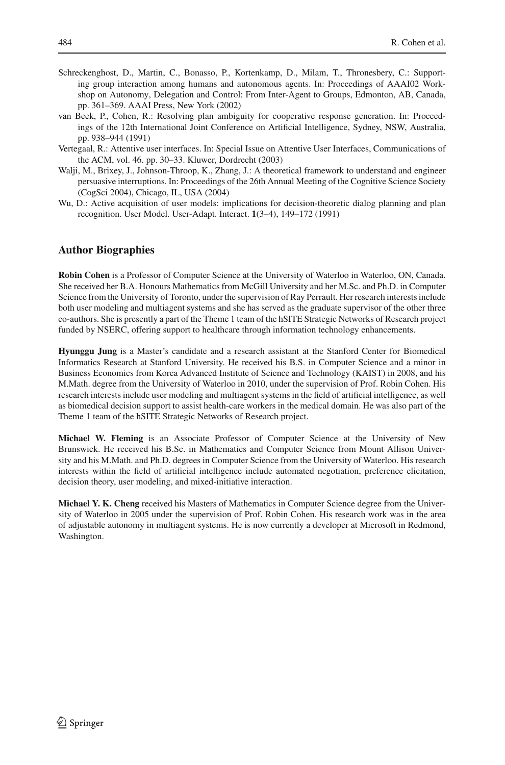Schreckenghost, D., Martin, C., Bonasso, P., Kortenkamp, D., Milam, T., Thronesbery, C.: Supporting group interaction among humans and autonomous agents. In: Proceedings of AAAI02 Workshop on Autonomy, Delegation and Control: From Inter-Agent to Groups, Edmonton, AB, Canada, pp. 361–369. AAAI Press, New York (2002)

van Beek, P., Cohen, R.: Resolving plan ambiguity for cooperative response generation. In: Proceedings of the 12th International Joint Conference on Artificial Intelligence, Sydney, NSW, Australia, pp. 938–944 (1991)

Vertegaal, R.: Attentive user interfaces. In: Special Issue on Attentive User Interfaces, Communications of the ACM, vol. 46. pp. 30–33. Kluwer, Dordrecht (2003)

Walji, M., Brixey, J., Johnson-Throop, K., Zhang, J.: A theoretical framework to understand and engineer persuasive interruptions. In: Proceedings of the 26th Annual Meeting of the Cognitive Science Society (CogSci 2004), Chicago, IL, USA (2004)

Wu, D.: Active acquisition of user models: implications for decision-theoretic dialog planning and plan recognition. User Model. User-Adapt. Interact. **1**(3–4), 149–172 (1991)

## Author Biographies

**Robin Cohen** is a Professor of Computer Science at the University of Waterloo in Waterloo, ON, Canada. She received her B.A. Honours Mathematics from McGill University and her M.Sc. and Ph.D. in Computer Science from the University of Toronto, under the supervision of Ray Perrault. Her research interests include both user modeling and multiagent systems and she has served as the graduate supervisor of the other three co-authors. She is presently a part of the Theme 1 team of the hSITE Strategic Networks of Research project funded by NSERC, offering support to healthcare through information technology enhancements.

**Hyunggu Jung** is a Master's candidate and a research assistant at the Stanford Center for Biomedical Informatics Research at Stanford University. He received his B.S. in Computer Science and a minor in Business Economics from Korea Advanced Institute of Science and Technology (KAIST) in 2008, and his M.Math. degree from the University of Waterloo in 2010, under the supervision of Prof. Robin Cohen. His research interests include user modeling and multiagent systems in the field of artificial intelligence, as well as biomedical decision support to assist health-care workers in the medical domain. He was also part of the Theme 1 team of the hSITE Strategic Networks of Research project.

**Michael W. Fleming** is an Associate Professor of Computer Science at the University of New Brunswick. He received his B.Sc. in Mathematics and Computer Science from Mount Allison University and his M.Math. and Ph.D. degrees in Computer Science from the University of Waterloo. His research interests within the field of artificial intelligence include automated negotiation, preference elicitation, decision theory, user modeling, and mixed-initiative interaction.

**Michael Y. K. Cheng** received his Masters of Mathematics in Computer Science degree from the University of Waterloo in 2005 under the supervision of Prof. Robin Cohen. His research work was in the area of adjustable autonomy in multiagent systems. He is now currently a developer at Microsoft in Redmond, Washington.